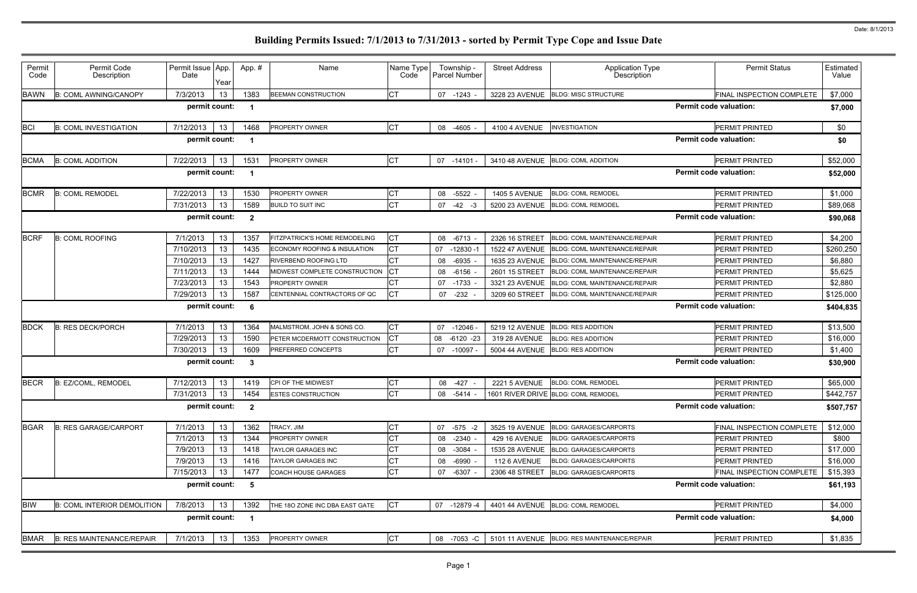# Building Permits Issued: 7/1/2013 to 7/31/2013 - sorted by Permit Type Cope and Issue Date

Date: 8/1/2013

| Permit Code | Permit Code Description | Permit Issue Date | App. Year | App. # | Name | Name Type Code | Township - Parcel Number | Street Address | Application Type Description | Permit Status | Estimated Value |
|---|---|---|---|---|---|---|---|---|---|---|---|
| BAWN | B: COML AWNING/CANOPY | 7/3/2013 | 13 | 1383 | BEEMAN CONSTRUCTION | CT | 07 -1243 - | 3228 23 AVENUE | BLDG: MISC STRUCTURE | FINAL INSPECTION COMPLETE | $7,000 |
| | | permit count: | | 1 | | | | | | Permit code valuation: | $7,000 |
| BCI | B: COML INVESTIGATION | 7/12/2013 | 13 | 1468 | PROPERTY OWNER | CT | 08 -4605 - | 4100 4 AVENUE | INVESTIGATION | PERMIT PRINTED | $0 |
| | | permit count: | | 1 | | | | | | Permit code valuation: | $0 |
| BCMA | B: COML ADDITION | 7/22/2013 | 13 | 1531 | PROPERTY OWNER | CT | 07 -14101 - | 3410 48 AVENUE | BLDG: COML ADDITION | PERMIT PRINTED | $52,000 |
| | | permit count: | | 1 | | | | | | Permit code valuation: | $52,000 |
| BCMR | B: COML REMODEL | 7/22/2013 | 13 | 1530 | PROPERTY OWNER | CT | 08 -5522 - | 1405 5 AVENUE | BLDG: COML REMODEL | PERMIT PRINTED | $1,000 |
| | | 7/31/2013 | 13 | 1589 | BUILD TO SUIT INC | CT | 07 -42 -3 | 5200 23 AVENUE | BLDG: COML REMODEL | PERMIT PRINTED | $89,068 |
| | | permit count: | | 2 | | | | | | Permit code valuation: | $90,068 |
| BCRF | B: COML ROOFING | 7/1/2013 | 13 | 1357 | FITZPATRICK'S HOME REMODELING | CT | 08 -6713 - | 2326 16 STREET | BLDG: COML MAINTENANCE/REPAIR | PERMIT PRINTED | $4,200 |
| | | 7/10/2013 | 13 | 1435 | ECONOMY ROOFING & INSULATION | CT | 07 -12830 -1 | 1522 47 AVENUE | BLDG: COML MAINTENANCE/REPAIR | PERMIT PRINTED | $260,250 |
| | | 7/10/2013 | 13 | 1427 | RIVERBEND ROOFING LTD | CT | 08 -6935 - | 1635 23 AVENUE | BLDG: COML MAINTENANCE/REPAIR | PERMIT PRINTED | $6,880 |
| | | 7/11/2013 | 13 | 1444 | MIDWEST COMPLETE CONSTRUCTION | CT | 08 -6156 - | 2601 15 STREET | BLDG: COML MAINTENANCE/REPAIR | PERMIT PRINTED | $5,625 |
| | | 7/23/2013 | 13 | 1543 | PROPERTY OWNER | CT | 07 -1733 - | 3321 23 AVENUE | BLDG: COML MAINTENANCE/REPAIR | PERMIT PRINTED | $2,880 |
| | | 7/29/2013 | 13 | 1587 | CENTENNIAL CONTRACTORS OF QC | CT | 07 -232 - | 3209 60 STREET | BLDG: COML MAINTENANCE/REPAIR | PERMIT PRINTED | $125,000 |
| | | permit count: | | 6 | | | | | | Permit code valuation: | $404,835 |
| BDCK | B: RES DECK/PORCH | 7/1/2013 | 13 | 1364 | MALMSTROM, JOHN & SONS CO. | CT | 07 -12046 - | 5219 12 AVENUE | BLDG: RES ADDITION | PERMIT PRINTED | $13,500 |
| | | 7/29/2013 | 13 | 1590 | PETER MCDERMOTT CONSTRUCTION | CT | 08 -6120 -23 | 319 28 AVENUE | BLDG: RES ADDITION | PERMIT PRINTED | $16,000 |
| | | 7/30/2013 | 13 | 1609 | PREFERRED CONCEPTS | CT | 07 -10097 - | 5004 44 AVENUE | BLDG: RES ADDITION | PERMIT PRINTED | $1,400 |
| | | permit count: | | 3 | | | | | | Permit code valuation: | $30,900 |
| BECR | B: EZ/COML, REMODEL | 7/12/2013 | 13 | 1419 | CPI OF THE MIDWEST | CT | 08 -427 - | 2221 5 AVENUE | BLDG: COML REMODEL | PERMIT PRINTED | $65,000 |
| | | 7/31/2013 | 13 | 1454 | ESTES CONSTRUCTION | CT | 08 -5414 - | 1601 RIVER DRIVE | BLDG: COML REMODEL | PERMIT PRINTED | $442,757 |
| | | permit count: | | 2 | | | | | | Permit code valuation: | $507,757 |
| BGAR | B: RES GARAGE/CARPORT | 7/1/2013 | 13 | 1362 | TRACY, JIM | CT | 07 -575 -2 | 3525 19 AVENUE | BLDG: GARAGES/CARPORTS | FINAL INSPECTION COMPLETE | $12,000 |
| | | 7/1/2013 | 13 | 1344 | PROPERTY OWNER | CT | 08 -2340 - | 429 16 AVENUE | BLDG: GARAGES/CARPORTS | PERMIT PRINTED | $800 |
| | | 7/9/2013 | 13 | 1418 | TAYLOR GARAGES INC | CT | 08 -3084 - | 1535 28 AVENUE | BLDG: GARAGES/CARPORTS | PERMIT PRINTED | $17,000 |
| | | 7/9/2013 | 13 | 1416 | TAYLOR GARAGES INC | CT | 08 -6990 - | 112 6 AVENUE | BLDG: GARAGES/CARPORTS | PERMIT PRINTED | $16,000 |
| | | 7/15/2013 | 13 | 1477 | COACH HOUSE GARAGES | CT | 07 -6307 - | 2306 48 STREET | BLDG: GARAGES/CARPORTS | FINAL INSPECTION COMPLETE | $15,393 |
| | | permit count: | | 5 | | | | | | Permit code valuation: | $61,193 |
| BIW | B: COML INTERIOR DEMOLITION | 7/8/2013 | 13 | 1392 | THE 18O ZONE INC DBA EAST GATE | CT | 07 -12879 -4 | 4401 44 AVENUE | BLDG: COML REMODEL | PERMIT PRINTED | $4,000 |
| | | permit count: | | 1 | | | | | | Permit code valuation: | $4,000 |
| BMAR | B: RES MAINTENANCE/REPAIR | 7/1/2013 | 13 | 1353 | PROPERTY OWNER | CT | 08 -7053 -C | 5101 11 AVENUE | BLDG: RES MAINTENANCE/REPAIR | PERMIT PRINTED | $1,835 |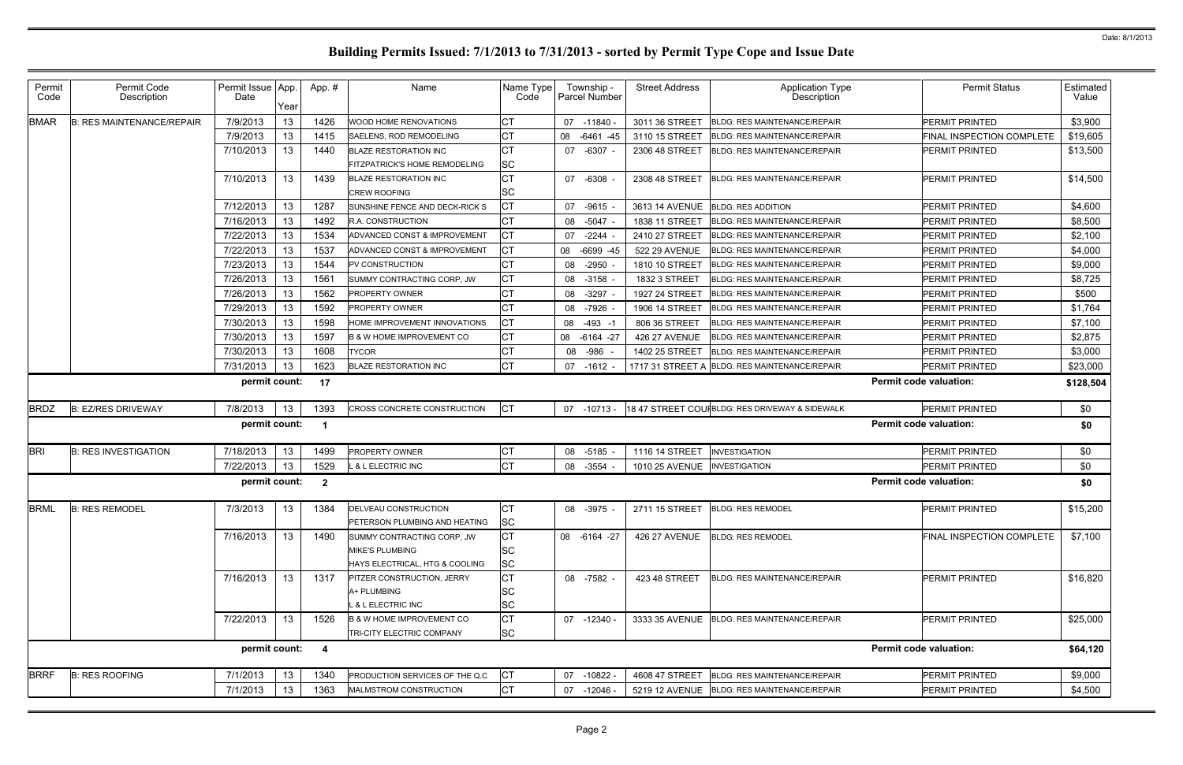# Building Permits Issued: 7/1/2013 to 7/31/2013 - sorted by Permit Type Cope and Issue Date

| Permit Code | Permit Code Description | Permit Issue Date | App. Year | App. # | Name | Name Type Code | Township - Parcel Number | Street Address | Application Type Description | Permit Status | Estimated Value |
|---|---|---|---|---|---|---|---|---|---|---|---|
| BMAR | B: RES MAINTENANCE/REPAIR | 7/9/2013 | 13 | 1426 | WOOD HOME RENOVATIONS | CT | 07 -11840 - | 3011 36 STREET | BLDG: RES MAINTENANCE/REPAIR | PERMIT PRINTED | $3,900 |
| | | 7/9/2013 | 13 | 1415 | SAELENS, ROD REMODELING | CT | 08 -6461 -45 | 3110 15 STREET | BLDG: RES MAINTENANCE/REPAIR | FINAL INSPECTION COMPLETE | $19,605 |
| | | 7/10/2013 | 13 | 1440 | BLAZE RESTORATION INC | CT | 07 -6307 - | 2306 48 STREET | BLDG: RES MAINTENANCE/REPAIR | PERMIT PRINTED | $13,500 |
| | | | | | FITZPATRICK'S HOME REMODELING | SC | | | | | |
| | | 7/10/2013 | 13 | 1439 | BLAZE RESTORATION INC | CT | 07 -6308 - | 2308 48 STREET | BLDG: RES MAINTENANCE/REPAIR | PERMIT PRINTED | $14,500 |
| | | | | | CREW ROOFING | SC | | | | | |
| | | 7/12/2013 | 13 | 1287 | SUNSHINE FENCE AND DECK-RICK S | CT | 07 -9615 - | 3613 14 AVENUE | BLDG: RES ADDITION | PERMIT PRINTED | $4,600 |
| | | 7/16/2013 | 13 | 1492 | R.A. CONSTRUCTION | CT | 08 -5047 - | 1838 11 STREET | BLDG: RES MAINTENANCE/REPAIR | PERMIT PRINTED | $8,500 |
| | | 7/22/2013 | 13 | 1534 | ADVANCED CONST & IMPROVEMENT | CT | 07 -2244 - | 2410 27 STREET | BLDG: RES MAINTENANCE/REPAIR | PERMIT PRINTED | $2,100 |
| | | 7/22/2013 | 13 | 1537 | ADVANCED CONST & IMPROVEMENT | CT | 08 -6699 -45 | 522 29 AVENUE | BLDG: RES MAINTENANCE/REPAIR | PERMIT PRINTED | $4,000 |
| | | 7/23/2013 | 13 | 1544 | PV CONSTRUCTION | CT | 08 -2950 - | 1810 10 STREET | BLDG: RES MAINTENANCE/REPAIR | PERMIT PRINTED | $9,000 |
| | | 7/26/2013 | 13 | 1561 | SUMMY CONTRACTING CORP, JW | CT | 08 -3158 - | 1832 3 STREET | BLDG: RES MAINTENANCE/REPAIR | PERMIT PRINTED | $8,725 |
| | | 7/26/2013 | 13 | 1562 | PROPERTY OWNER | CT | 08 -3297 - | 1927 24 STREET | BLDG: RES MAINTENANCE/REPAIR | PERMIT PRINTED | $500 |
| | | 7/29/2013 | 13 | 1592 | PROPERTY OWNER | CT | 08 -7926 - | 1906 14 STREET | BLDG: RES MAINTENANCE/REPAIR | PERMIT PRINTED | $1,764 |
| | | 7/30/2013 | 13 | 1598 | HOME IMPROVEMENT INNOVATIONS | CT | 08 -493 -1 | 806 36 STREET | BLDG: RES MAINTENANCE/REPAIR | PERMIT PRINTED | $7,100 |
| | | 7/30/2013 | 13 | 1597 | B & W HOME IMPROVEMENT CO | CT | 08 -6164 -27 | 426 27 AVENUE | BLDG: RES MAINTENANCE/REPAIR | PERMIT PRINTED | $2,875 |
| | | 7/30/2013 | 13 | 1608 | TYCOR | CT | 08 -986 - | 1402 25 STREET | BLDG: RES MAINTENANCE/REPAIR | PERMIT PRINTED | $3,000 |
| | | 7/31/2013 | 13 | 1623 | BLAZE RESTORATION INC | CT | 07 -1612 - | 1717 31 STREET A | BLDG: RES MAINTENANCE/REPAIR | PERMIT PRINTED | $23,000 |
| | | permit count: | | 17 | | | | | | Permit code valuation: | $128,504 |
| BRDZ | B: EZ/RES DRIVEWAY | 7/8/2013 | 13 | 1393 | CROSS CONCRETE CONSTRUCTION | CT | 07 -10713 - | 18 47 STREET COUF | BLDG: RES DRIVEWAY & SIDEWALK | PERMIT PRINTED | $0 |
| | | permit count: | | 1 | | | | | | Permit code valuation: | $0 |
| BRI | B: RES INVESTIGATION | 7/18/2013 | 13 | 1499 | PROPERTY OWNER | CT | 08 -5185 - | 1116 14 STREET | INVESTIGATION | PERMIT PRINTED | $0 |
| | | 7/22/2013 | 13 | 1529 | L & L ELECTRIC INC | CT | 08 -3554 - | 1010 25 AVENUE | INVESTIGATION | PERMIT PRINTED | $0 |
| | | permit count: | | 2 | | | | | | Permit code valuation: | $0 |
| BRML | B: RES REMODEL | 7/3/2013 | 13 | 1384 | DELVEAU CONSTRUCTION | CT | 08 -3975 - | 2711 15 STREET | BLDG: RES REMODEL | PERMIT PRINTED | $15,200 |
| | | | | | PETERSON PLUMBING AND HEATING | SC | | | | | |
| | | 7/16/2013 | 13 | 1490 | SUMMY CONTRACTING CORP, JW | CT | 08 -6164 -27 | 426 27 AVENUE | BLDG: RES REMODEL | FINAL INSPECTION COMPLETE | $7,100 |
| | | | | | MIKE'S PLUMBING | SC | | | | | |
| | | | | | HAYS ELECTRICAL, HTG & COOLING | SC | | | | | |
| | | 7/16/2013 | 13 | 1317 | PITZER CONSTRUCTION, JERRY | CT | 08 -7582 - | 423 48 STREET | BLDG: RES MAINTENANCE/REPAIR | PERMIT PRINTED | $16,820 |
| | | | | | A+ PLUMBING | SC | | | | | |
| | | | | | L & L ELECTRIC INC | SC | | | | | |
| | | 7/22/2013 | 13 | 1526 | B & W HOME IMPROVEMENT CO | CT | 07 -12340 - | 3333 35 AVENUE | BLDG: RES MAINTENANCE/REPAIR | PERMIT PRINTED | $25,000 |
| | | | | | TRI-CITY ELECTRIC COMPANY | SC | | | | | |
| | | permit count: | | 4 | | | | | | Permit code valuation: | $64,120 |
| BRRF | B: RES ROOFING | 7/1/2013 | 13 | 1340 | PRODUCTION SERVICES OF THE Q.C | CT | 07 -10822 - | 4608 47 STREET | BLDG: RES MAINTENANCE/REPAIR | PERMIT PRINTED | $9,000 |
| | | 7/1/2013 | 13 | 1363 | MALMSTROM CONSTRUCTION | CT | 07 -12046 - | 5219 12 AVENUE | BLDG: RES MAINTENANCE/REPAIR | PERMIT PRINTED | $4,500 |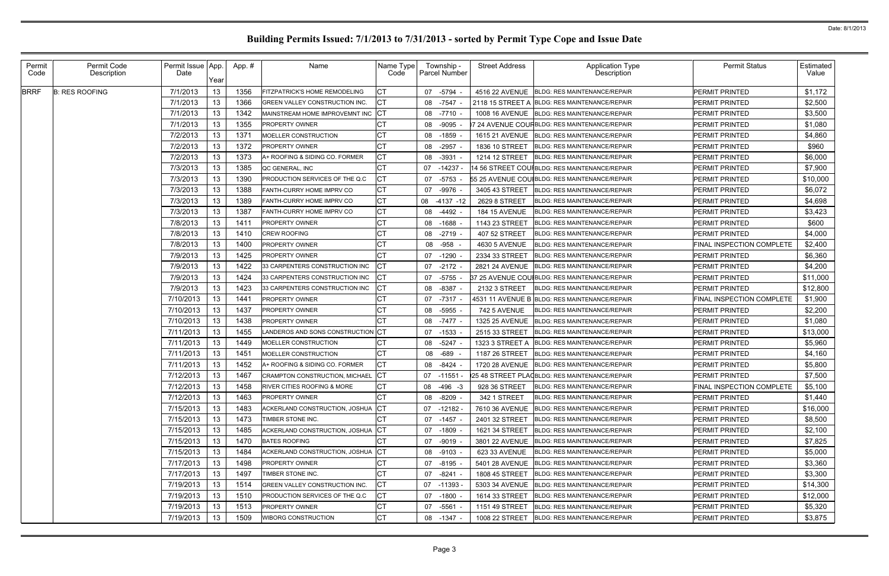# Building Permits Issued: 7/1/2013 to 7/31/2013 - sorted by Permit Type Cope and Issue Date

Date: 8/1/2013

| Permit Code | Permit Code Description | Permit Issue Date | App. Year | App. # | Name | Name Type Code | Township - Parcel Number | Street Address | Application Type Description | Permit Status | Estimated Value |
|---|---|---|---|---|---|---|---|---|---|---|---|
| BRRF | B: RES ROOFING | 7/1/2013 | 13 | 1356 | FITZPATRICK'S HOME REMODELING | CT | 07 -5794 - | 4516 22 AVENUE | BLDG: RES MAINTENANCE/REPAIR | PERMIT PRINTED | $1,172 |
| | | 7/1/2013 | 13 | 1366 | GREEN VALLEY CONSTRUCTION INC. | CT | 08 -7547 - | 2118 15 STREET A | BLDG: RES MAINTENANCE/REPAIR | PERMIT PRINTED | $2,500 |
| | | 7/1/2013 | 13 | 1342 | MAINSTREAM HOME IMPROVEMNT INC | CT | 08 -7710 - | 1008 16 AVENUE | BLDG: RES MAINTENANCE/REPAIR | PERMIT PRINTED | $3,500 |
| | | 7/1/2013 | 13 | 1355 | PROPERTY OWNER | CT | 08 -9095 - | 7 24 AVENUE COUR | BLDG: RES MAINTENANCE/REPAIR | PERMIT PRINTED | $1,080 |
| | | 7/2/2013 | 13 | 1371 | MOELLER CONSTRUCTION | CT | 08 -1859 - | 1615 21 AVENUE | BLDG: RES MAINTENANCE/REPAIR | PERMIT PRINTED | $4,860 |
| | | 7/2/2013 | 13 | 1372 | PROPERTY OWNER | CT | 08 -2957 - | 1836 10 STREET | BLDG: RES MAINTENANCE/REPAIR | PERMIT PRINTED | $960 |
| | | 7/2/2013 | 13 | 1373 | A+ ROOFING & SIDING CO. FORMER | CT | 08 -3931 - | 1214 12 STREET | BLDG: RES MAINTENANCE/REPAIR | PERMIT PRINTED | $6,000 |
| | | 7/3/2013 | 13 | 1385 | QC GENERAL, INC | CT | 07 -14237 - | 14 56 STREET COUR | BLDG: RES MAINTENANCE/REPAIR | PERMIT PRINTED | $7,900 |
| | | 7/3/2013 | 13 | 1390 | PRODUCTION SERVICES OF THE Q.C | CT | 07 -5753 - | 55 25 AVENUE COUR | BLDG: RES MAINTENANCE/REPAIR | PERMIT PRINTED | $10,000 |
| | | 7/3/2013 | 13 | 1388 | FANTH-CURRY HOME IMPRV CO | CT | 07 -9976 - | 3405 43 STREET | BLDG: RES MAINTENANCE/REPAIR | PERMIT PRINTED | $6,072 |
| | | 7/3/2013 | 13 | 1389 | FANTH-CURRY HOME IMPRV CO | CT | 08 -4137 -12 | 2629 8 STREET | BLDG: RES MAINTENANCE/REPAIR | PERMIT PRINTED | $4,698 |
| | | 7/3/2013 | 13 | 1387 | FANTH-CURRY HOME IMPRV CO | CT | 08 -4492 - | 184 15 AVENUE | BLDG: RES MAINTENANCE/REPAIR | PERMIT PRINTED | $3,423 |
| | | 7/8/2013 | 13 | 1411 | PROPERTY OWNER | CT | 08 -1688 - | 1143 23 STREET | BLDG: RES MAINTENANCE/REPAIR | PERMIT PRINTED | $600 |
| | | 7/8/2013 | 13 | 1410 | CREW ROOFING | CT | 08 -2719 - | 407 52 STREET | BLDG: RES MAINTENANCE/REPAIR | PERMIT PRINTED | $4,000 |
| | | 7/8/2013 | 13 | 1400 | PROPERTY OWNER | CT | 08 -958 - | 4630 5 AVENUE | BLDG: RES MAINTENANCE/REPAIR | FINAL INSPECTION COMPLETE | $2,400 |
| | | 7/9/2013 | 13 | 1425 | PROPERTY OWNER | CT | 07 -1290 - | 2334 33 STREET | BLDG: RES MAINTENANCE/REPAIR | PERMIT PRINTED | $6,360 |
| | | 7/9/2013 | 13 | 1422 | 33 CARPENTERS CONSTRUCTION INC | CT | 07 -2172 - | 2821 24 AVENUE | BLDG: RES MAINTENANCE/REPAIR | PERMIT PRINTED | $4,200 |
| | | 7/9/2013 | 13 | 1424 | 33 CARPENTERS CONSTRUCTION INC | CT | 07 -5755 - | 37 25 AVENUE COUR | BLDG: RES MAINTENANCE/REPAIR | PERMIT PRINTED | $11,000 |
| | | 7/9/2013 | 13 | 1423 | 33 CARPENTERS CONSTRUCTION INC | CT | 08 -8387 - | 2132 3 STREET | BLDG: RES MAINTENANCE/REPAIR | PERMIT PRINTED | $12,800 |
| | | 7/10/2013 | 13 | 1441 | PROPERTY OWNER | CT | 07 -7317 - | 4531 11 AVENUE B | BLDG: RES MAINTENANCE/REPAIR | FINAL INSPECTION COMPLETE | $1,900 |
| | | 7/10/2013 | 13 | 1437 | PROPERTY OWNER | CT | 08 -5955 - | 742 5 AVENUE | BLDG: RES MAINTENANCE/REPAIR | PERMIT PRINTED | $2,200 |
| | | 7/10/2013 | 13 | 1438 | PROPERTY OWNER | CT | 08 -7477 - | 1325 25 AVENUE | BLDG: RES MAINTENANCE/REPAIR | PERMIT PRINTED | $1,080 |
| | | 7/11/2013 | 13 | 1455 | LANDEROS AND SONS CONSTRUCTION | CT | 07 -1533 - | 2515 33 STREET | BLDG: RES MAINTENANCE/REPAIR | PERMIT PRINTED | $13,000 |
| | | 7/11/2013 | 13 | 1449 | MOELLER CONSTRUCTION | CT | 08 -5247 - | 1323 3 STREET A | BLDG: RES MAINTENANCE/REPAIR | PERMIT PRINTED | $5,960 |
| | | 7/11/2013 | 13 | 1451 | MOELLER CONSTRUCTION | CT | 08 -689 - | 1187 26 STREET | BLDG: RES MAINTENANCE/REPAIR | PERMIT PRINTED | $4,160 |
| | | 7/11/2013 | 13 | 1452 | A+ ROOFING & SIDING CO. FORMER | CT | 08 -8424 - | 1720 28 AVENUE | BLDG: RES MAINTENANCE/REPAIR | PERMIT PRINTED | $5,800 |
| | | 7/12/2013 | 13 | 1467 | CRAMPTON CONSTRUCTION, MICHAEL | CT | 07 -11551 - | 25 48 STREET PLAC | BLDG: RES MAINTENANCE/REPAIR | PERMIT PRINTED | $7,500 |
| | | 7/12/2013 | 13 | 1458 | RIVER CITIES ROOFING & MORE | CT | 08 -496 -3 | 928 36 STREET | BLDG: RES MAINTENANCE/REPAIR | FINAL INSPECTION COMPLETE | $5,100 |
| | | 7/12/2013 | 13 | 1463 | PROPERTY OWNER | CT | 08 -8209 - | 342 1 STREET | BLDG: RES MAINTENANCE/REPAIR | PERMIT PRINTED | $1,440 |
| | | 7/15/2013 | 13 | 1483 | ACKERLAND CONSTRUCTION, JOSHUA | CT | 07 -12182 - | 7610 36 AVENUE | BLDG: RES MAINTENANCE/REPAIR | PERMIT PRINTED | $16,000 |
| | | 7/15/2013 | 13 | 1473 | TIMBER STONE INC. | CT | 07 -1457 - | 2401 32 STREET | BLDG: RES MAINTENANCE/REPAIR | PERMIT PRINTED | $8,500 |
| | | 7/15/2013 | 13 | 1485 | ACKERLAND CONSTRUCTION, JOSHUA | CT | 07 -1809 - | 1621 34 STREET | BLDG: RES MAINTENANCE/REPAIR | PERMIT PRINTED | $2,100 |
| | | 7/15/2013 | 13 | 1470 | BATES ROOFING | CT | 07 -9019 - | 3801 22 AVENUE | BLDG: RES MAINTENANCE/REPAIR | PERMIT PRINTED | $7,825 |
| | | 7/15/2013 | 13 | 1484 | ACKERLAND CONSTRUCTION, JOSHUA | CT | 08 -9103 - | 623 33 AVENUE | BLDG: RES MAINTENANCE/REPAIR | PERMIT PRINTED | $5,000 |
| | | 7/17/2013 | 13 | 1498 | PROPERTY OWNER | CT | 07 -8195 - | 5401 28 AVENUE | BLDG: RES MAINTENANCE/REPAIR | PERMIT PRINTED | $3,360 |
| | | 7/17/2013 | 13 | 1497 | TIMBER STONE INC. | CT | 07 -8241 - | 1808 45 STREET | BLDG: RES MAINTENANCE/REPAIR | PERMIT PRINTED | $3,300 |
| | | 7/19/2013 | 13 | 1514 | GREEN VALLEY CONSTRUCTION INC. | CT | 07 -11393 - | 5303 34 AVENUE | BLDG: RES MAINTENANCE/REPAIR | PERMIT PRINTED | $14,300 |
| | | 7/19/2013 | 13 | 1510 | PRODUCTION SERVICES OF THE Q.C | CT | 07 -1800 - | 1614 33 STREET | BLDG: RES MAINTENANCE/REPAIR | PERMIT PRINTED | $12,000 |
| | | 7/19/2013 | 13 | 1513 | PROPERTY OWNER | CT | 07 -5561 - | 1151 49 STREET | BLDG: RES MAINTENANCE/REPAIR | PERMIT PRINTED | $5,320 |
| | | 7/19/2013 | 13 | 1509 | WIBORG CONSTRUCTION | CT | 08 -1347 - | 1008 22 STREET | BLDG: RES MAINTENANCE/REPAIR | PERMIT PRINTED | $3,875 |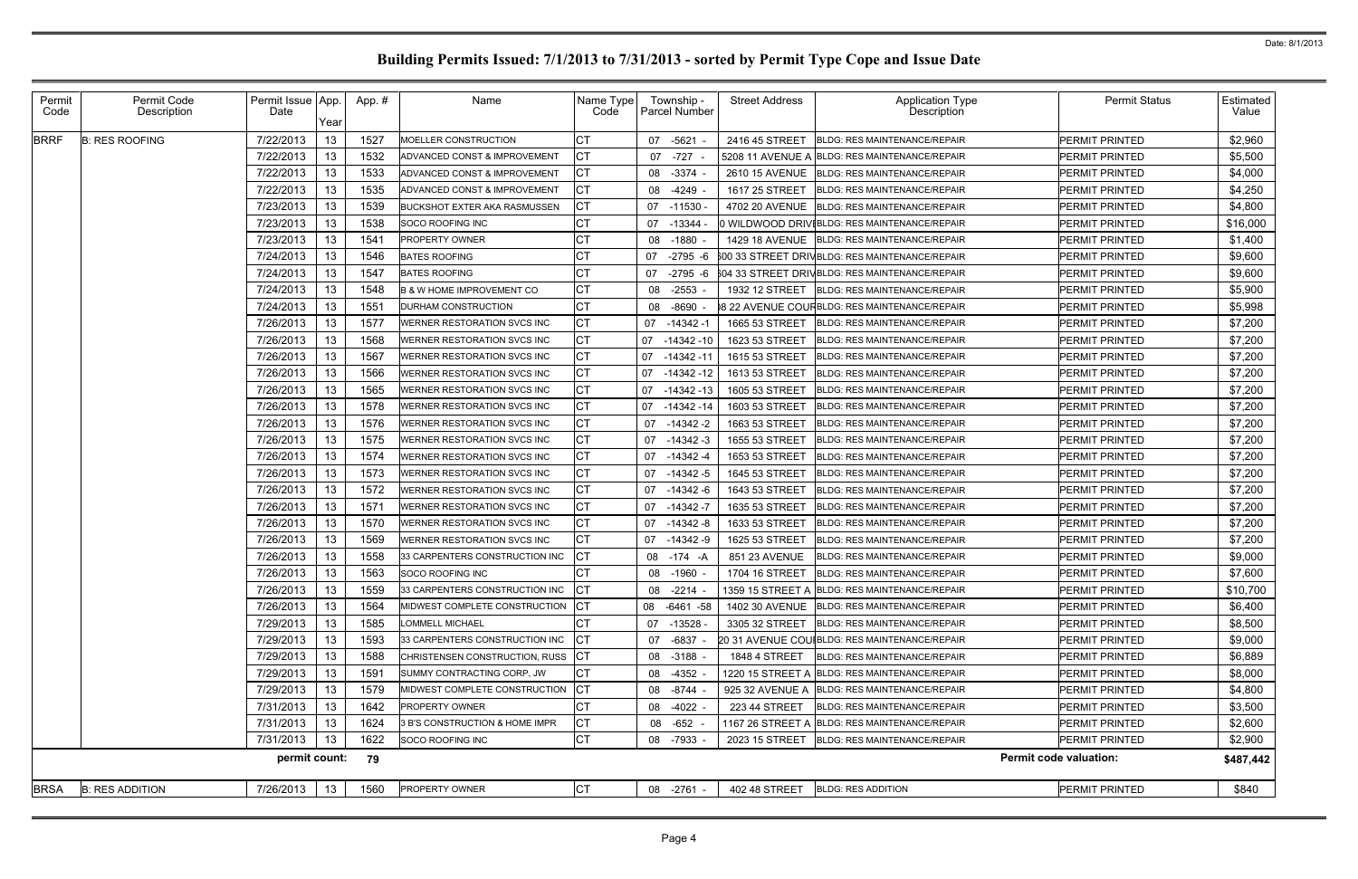# Building Permits Issued: 7/1/2013 to 7/31/2013 - sorted by Permit Type Cope and Issue Date

Date: 8/1/2013

| Permit Code | Permit Code Description | Permit Issue Date | App. Year | App. # | Name | Name Type Code | Township - Parcel Number | Street Address | Application Type Description | Permit Status | Estimated Value |
|---|---|---|---|---|---|---|---|---|---|---|---|
| BRRF | B: RES ROOFING | 7/22/2013 | 13 | 1527 | MOELLER CONSTRUCTION | CT | 07 -5621 - | 2416 45 STREET | BLDG: RES MAINTENANCE/REPAIR | PERMIT PRINTED | $2,960 |
| | | 7/22/2013 | 13 | 1532 | ADVANCED CONST & IMPROVEMENT | CT | 07 -727 - | 5208 11 AVENUE A | BLDG: RES MAINTENANCE/REPAIR | PERMIT PRINTED | $5,500 |
| | | 7/22/2013 | 13 | 1533 | ADVANCED CONST & IMPROVEMENT | CT | 08 -3374 - | 2610 15 AVENUE | BLDG: RES MAINTENANCE/REPAIR | PERMIT PRINTED | $4,000 |
| | | 7/22/2013 | 13 | 1535 | ADVANCED CONST & IMPROVEMENT | CT | 08 -4249 - | 1617 25 STREET | BLDG: RES MAINTENANCE/REPAIR | PERMIT PRINTED | $4,250 |
| | | 7/23/2013 | 13 | 1539 | BUCKSHOT EXTER AKA RASMUSSEN | CT | 07 -11530 - | 4702 20 AVENUE | BLDG: RES MAINTENANCE/REPAIR | PERMIT PRINTED | $4,800 |
| | | 7/23/2013 | 13 | 1538 | SOCO ROOFING INC | CT | 07 -13344 - | 0 WILDWOOD DRIVE | BLDG: RES MAINTENANCE/REPAIR | PERMIT PRINTED | $16,000 |
| | | 7/23/2013 | 13 | 1541 | PROPERTY OWNER | CT | 08 -1880 - | 1429 18 AVENUE | BLDG: RES MAINTENANCE/REPAIR | PERMIT PRINTED | $1,400 |
| | | 7/24/2013 | 13 | 1546 | BATES ROOFING | CT | 07 -2795 -6 | 600 33 STREET DRIVE | BLDG: RES MAINTENANCE/REPAIR | PERMIT PRINTED | $9,600 |
| | | 7/24/2013 | 13 | 1547 | BATES ROOFING | CT | 07 -2795 -6 | 604 33 STREET DRIVE | BLDG: RES MAINTENANCE/REPAIR | PERMIT PRINTED | $9,600 |
| | | 7/24/2013 | 13 | 1548 | B & W HOME IMPROVEMENT CO | CT | 08 -2553 - | 1932 12 STREET | BLDG: RES MAINTENANCE/REPAIR | PERMIT PRINTED | $5,900 |
| | | 7/24/2013 | 13 | 1551 | DURHAM CONSTRUCTION | CT | 08 -8690 - | 8 22 AVENUE COURT | BLDG: RES MAINTENANCE/REPAIR | PERMIT PRINTED | $5,998 |
| | | 7/26/2013 | 13 | 1577 | WERNER RESTORATION SVCS INC | CT | 07 -14342 -1 | 1665 53 STREET | BLDG: RES MAINTENANCE/REPAIR | PERMIT PRINTED | $7,200 |
| | | 7/26/2013 | 13 | 1568 | WERNER RESTORATION SVCS INC | CT | 07 -14342 -10 | 1623 53 STREET | BLDG: RES MAINTENANCE/REPAIR | PERMIT PRINTED | $7,200 |
| | | 7/26/2013 | 13 | 1567 | WERNER RESTORATION SVCS INC | CT | 07 -14342 -11 | 1615 53 STREET | BLDG: RES MAINTENANCE/REPAIR | PERMIT PRINTED | $7,200 |
| | | 7/26/2013 | 13 | 1566 | WERNER RESTORATION SVCS INC | CT | 07 -14342 -12 | 1613 53 STREET | BLDG: RES MAINTENANCE/REPAIR | PERMIT PRINTED | $7,200 |
| | | 7/26/2013 | 13 | 1565 | WERNER RESTORATION SVCS INC | CT | 07 -14342 -13 | 1605 53 STREET | BLDG: RES MAINTENANCE/REPAIR | PERMIT PRINTED | $7,200 |
| | | 7/26/2013 | 13 | 1578 | WERNER RESTORATION SVCS INC | CT | 07 -14342 -14 | 1603 53 STREET | BLDG: RES MAINTENANCE/REPAIR | PERMIT PRINTED | $7,200 |
| | | 7/26/2013 | 13 | 1576 | WERNER RESTORATION SVCS INC | CT | 07 -14342 -2 | 1663 53 STREET | BLDG: RES MAINTENANCE/REPAIR | PERMIT PRINTED | $7,200 |
| | | 7/26/2013 | 13 | 1575 | WERNER RESTORATION SVCS INC | CT | 07 -14342 -3 | 1655 53 STREET | BLDG: RES MAINTENANCE/REPAIR | PERMIT PRINTED | $7,200 |
| | | 7/26/2013 | 13 | 1574 | WERNER RESTORATION SVCS INC | CT | 07 -14342 -4 | 1653 53 STREET | BLDG: RES MAINTENANCE/REPAIR | PERMIT PRINTED | $7,200 |
| | | 7/26/2013 | 13 | 1573 | WERNER RESTORATION SVCS INC | CT | 07 -14342 -5 | 1645 53 STREET | BLDG: RES MAINTENANCE/REPAIR | PERMIT PRINTED | $7,200 |
| | | 7/26/2013 | 13 | 1572 | WERNER RESTORATION SVCS INC | CT | 07 -14342 -6 | 1643 53 STREET | BLDG: RES MAINTENANCE/REPAIR | PERMIT PRINTED | $7,200 |
| | | 7/26/2013 | 13 | 1571 | WERNER RESTORATION SVCS INC | CT | 07 -14342 -7 | 1635 53 STREET | BLDG: RES MAINTENANCE/REPAIR | PERMIT PRINTED | $7,200 |
| | | 7/26/2013 | 13 | 1570 | WERNER RESTORATION SVCS INC | CT | 07 -14342 -8 | 1633 53 STREET | BLDG: RES MAINTENANCE/REPAIR | PERMIT PRINTED | $7,200 |
| | | 7/26/2013 | 13 | 1569 | WERNER RESTORATION SVCS INC | CT | 07 -14342 -9 | 1625 53 STREET | BLDG: RES MAINTENANCE/REPAIR | PERMIT PRINTED | $7,200 |
| | | 7/26/2013 | 13 | 1558 | 33 CARPENTERS CONSTRUCTION INC | CT | 08 -174 -A | 851 23 AVENUE | BLDG: RES MAINTENANCE/REPAIR | PERMIT PRINTED | $9,000 |
| | | 7/26/2013 | 13 | 1563 | SOCO ROOFING INC | CT | 08 -1960 - | 1704 16 STREET | BLDG: RES MAINTENANCE/REPAIR | PERMIT PRINTED | $7,600 |
| | | 7/26/2013 | 13 | 1559 | 33 CARPENTERS CONSTRUCTION INC | CT | 08 -2214 - | 1359 15 STREET A | BLDG: RES MAINTENANCE/REPAIR | PERMIT PRINTED | $10,700 |
| | | 7/26/2013 | 13 | 1564 | MIDWEST COMPLETE CONSTRUCTION | CT | 08 -6461 -58 | 1402 30 AVENUE | BLDG: RES MAINTENANCE/REPAIR | PERMIT PRINTED | $6,400 |
| | | 7/29/2013 | 13 | 1585 | LOMMELL MICHAEL | CT | 07 -13528 - | 3305 32 STREET | BLDG: RES MAINTENANCE/REPAIR | PERMIT PRINTED | $8,500 |
| | | 7/29/2013 | 13 | 1593 | 33 CARPENTERS CONSTRUCTION INC | CT | 07 -6837 - | 20 31 AVENUE COURT | BLDG: RES MAINTENANCE/REPAIR | PERMIT PRINTED | $9,000 |
| | | 7/29/2013 | 13 | 1588 | CHRISTENSEN CONSTRUCTION, RUSS | CT | 08 -3188 - | 1848 4 STREET | BLDG: RES MAINTENANCE/REPAIR | PERMIT PRINTED | $6,889 |
| | | 7/29/2013 | 13 | 1591 | SUMMY CONTRACTING CORP, JW | CT | 08 -4352 - | 1220 15 STREET A | BLDG: RES MAINTENANCE/REPAIR | PERMIT PRINTED | $8,000 |
| | | 7/29/2013 | 13 | 1579 | MIDWEST COMPLETE CONSTRUCTION | CT | 08 -8744 - | 925 32 AVENUE A | BLDG: RES MAINTENANCE/REPAIR | PERMIT PRINTED | $4,800 |
| | | 7/31/2013 | 13 | 1642 | PROPERTY OWNER | CT | 08 -4022 - | 223 44 STREET | BLDG: RES MAINTENANCE/REPAIR | PERMIT PRINTED | $3,500 |
| | | 7/31/2013 | 13 | 1624 | 3 B'S CONSTRUCTION & HOME IMPR | CT | 08 -652 - | 1167 26 STREET A | BLDG: RES MAINTENANCE/REPAIR | PERMIT PRINTED | $2,600 |
| | | 7/31/2013 | 13 | 1622 | SOCO ROOFING INC | CT | 08 -7933 - | 2023 15 STREET | BLDG: RES MAINTENANCE/REPAIR | PERMIT PRINTED | $2,900 |
| | | **permit count:** | | **79** | | | | | | **Permit code valuation:** | **$487,442** |
| BRSA | B: RES ADDITION | 7/26/2013 | 13 | 1560 | PROPERTY OWNER | CT | 08 -2761 - | 402 48 STREET | BLDG: RES ADDITION | PERMIT PRINTED | $840 |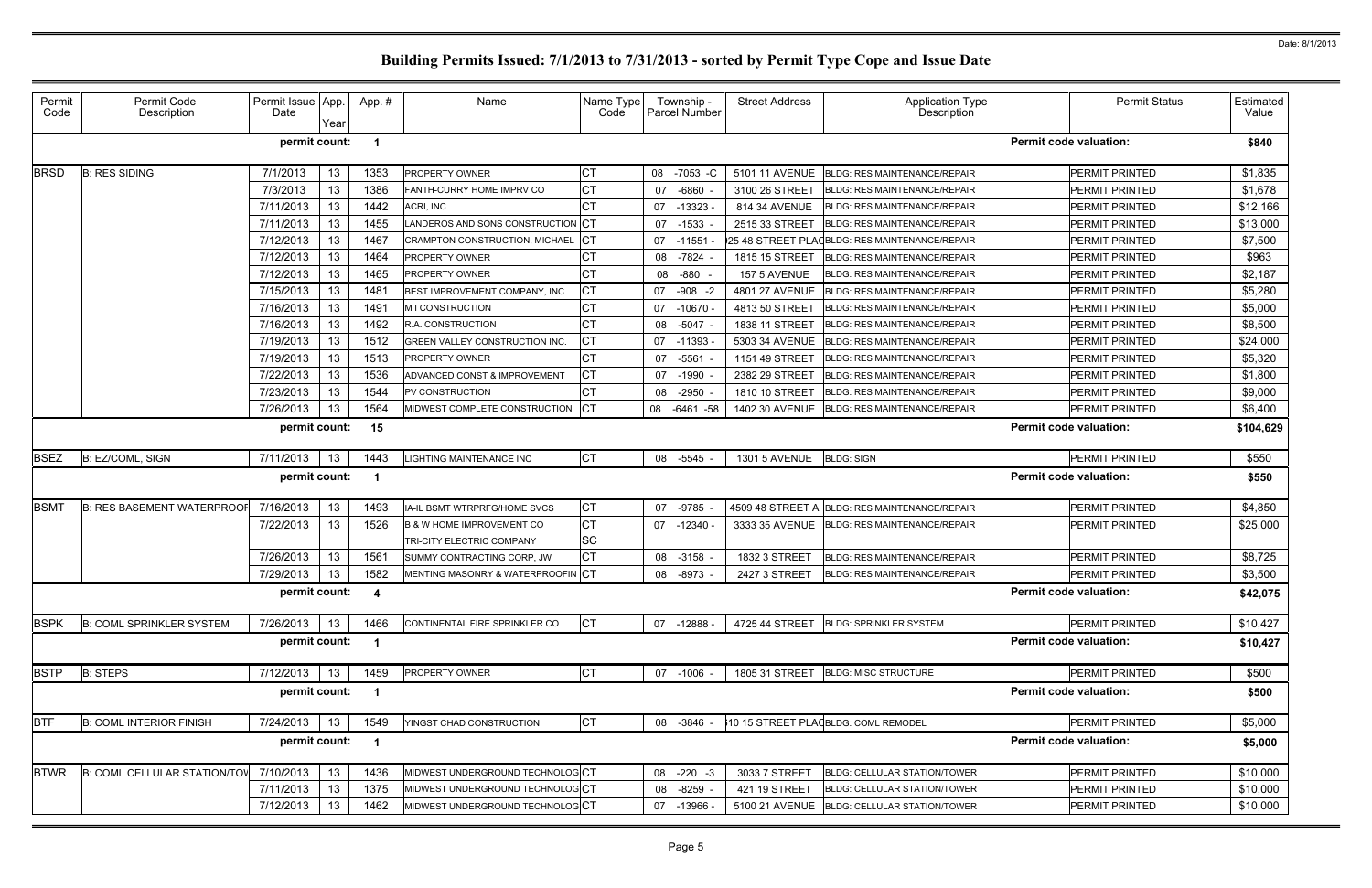# Building Permits Issued: 7/1/2013 to 7/31/2013 - sorted by Permit Type Cope and Issue Date

| Permit Code | Permit Code Description | Permit Issue Date | App. Year | App. # | Name | Name Type Code | Township - Parcel Number | Street Address | Application Type Description | Permit Status | Estimated Value |
|---|---|---|---|---|---|---|---|---|---|---|---|
| | | permit count: | | 1 | | | | | | Permit code valuation: | $840 |
| BRSD | B: RES SIDING | 7/1/2013 | 13 | 1353 | PROPERTY OWNER | CT | 08 -7053 -C | 5101 11 AVENUE | BLDG: RES MAINTENANCE/REPAIR | PERMIT PRINTED | $1,835 |
| | | 7/3/2013 | 13 | 1386 | FANTH-CURRY HOME IMPRV CO | CT | 07 -6860 - | 3100 26 STREET | BLDG: RES MAINTENANCE/REPAIR | PERMIT PRINTED | $1,678 |
| | | 7/11/2013 | 13 | 1442 | ACRI, INC. | CT | 07 -13323 - | 814 34 AVENUE | BLDG: RES MAINTENANCE/REPAIR | PERMIT PRINTED | $12,166 |
| | | 7/11/2013 | 13 | 1455 | LANDEROS AND SONS CONSTRUCTION | CT | 07 -1533 - | 2515 33 STREET | BLDG: RES MAINTENANCE/REPAIR | PERMIT PRINTED | $13,000 |
| | | 7/12/2013 | 13 | 1467 | CRAMPTON CONSTRUCTION, MICHAEL | CT | 07 -11551 - | 25 48 STREET PLAC | BLDG: RES MAINTENANCE/REPAIR | PERMIT PRINTED | $7,500 |
| | | 7/12/2013 | 13 | 1464 | PROPERTY OWNER | CT | 08 -7824 - | 1815 15 STREET | BLDG: RES MAINTENANCE/REPAIR | PERMIT PRINTED | $963 |
| | | 7/12/2013 | 13 | 1465 | PROPERTY OWNER | CT | 08 -880 - | 157 5 AVENUE | BLDG: RES MAINTENANCE/REPAIR | PERMIT PRINTED | $2,187 |
| | | 7/15/2013 | 13 | 1481 | BEST IMPROVEMENT COMPANY, INC | CT | 07 -908 -2 | 4801 27 AVENUE | BLDG: RES MAINTENANCE/REPAIR | PERMIT PRINTED | $5,280 |
| | | 7/16/2013 | 13 | 1491 | M I CONSTRUCTION | CT | 07 -10670 - | 4813 50 STREET | BLDG: RES MAINTENANCE/REPAIR | PERMIT PRINTED | $5,000 |
| | | 7/16/2013 | 13 | 1492 | R.A. CONSTRUCTION | CT | 08 -5047 - | 1838 11 STREET | BLDG: RES MAINTENANCE/REPAIR | PERMIT PRINTED | $8,500 |
| | | 7/19/2013 | 13 | 1512 | GREEN VALLEY CONSTRUCTION INC. | CT | 07 -11393 - | 5303 34 AVENUE | BLDG: RES MAINTENANCE/REPAIR | PERMIT PRINTED | $24,000 |
| | | 7/19/2013 | 13 | 1513 | PROPERTY OWNER | CT | 07 -5561 - | 1151 49 STREET | BLDG: RES MAINTENANCE/REPAIR | PERMIT PRINTED | $5,320 |
| | | 7/22/2013 | 13 | 1536 | ADVANCED CONST & IMPROVEMENT | CT | 07 -1990 - | 2382 29 STREET | BLDG: RES MAINTENANCE/REPAIR | PERMIT PRINTED | $1,800 |
| | | 7/23/2013 | 13 | 1544 | PV CONSTRUCTION | CT | 08 -2950 - | 1810 10 STREET | BLDG: RES MAINTENANCE/REPAIR | PERMIT PRINTED | $9,000 |
| | | 7/26/2013 | 13 | 1564 | MIDWEST COMPLETE CONSTRUCTION | CT | 08 -6461 -58 | 1402 30 AVENUE | BLDG: RES MAINTENANCE/REPAIR | PERMIT PRINTED | $6,400 |
| | | permit count: | | 15 | | | | | | Permit code valuation: | $104,629 |
| BSEZ | B: EZ/COML, SIGN | 7/11/2013 | 13 | 1443 | LIGHTING MAINTENANCE INC | CT | 08 -5545 - | 1301 5 AVENUE | BLDG: SIGN | PERMIT PRINTED | $550 |
| | | permit count: | | 1 | | | | | | Permit code valuation: | $550 |
| BSMT | B: RES BASEMENT WATERPROOF | 7/16/2013 | 13 | 1493 | IA-IL BSMT WTRPRFG/HOME SVCS | CT | 07 -9785 - | 4509 48 STREET A | BLDG: RES MAINTENANCE/REPAIR | PERMIT PRINTED | $4,850 |
| | | 7/22/2013 | 13 | 1526 | B & W HOME IMPROVEMENT CO | CT | 07 -12340 - | 3333 35 AVENUE | BLDG: RES MAINTENANCE/REPAIR | PERMIT PRINTED | $25,000 |
| | | | | | TRI-CITY ELECTRIC COMPANY | SC | | | | | |
| | | 7/26/2013 | 13 | 1561 | SUMMY CONTRACTING CORP, JW | CT | 08 -3158 - | 1832 3 STREET | BLDG: RES MAINTENANCE/REPAIR | PERMIT PRINTED | $8,725 |
| | | 7/29/2013 | 13 | 1582 | MENTING MASONRY & WATERPROOFIN | CT | 08 -8973 - | 2427 3 STREET | BLDG: RES MAINTENANCE/REPAIR | PERMIT PRINTED | $3,500 |
| | | permit count: | | 4 | | | | | | Permit code valuation: | $42,075 |
| BSPK | B: COML SPRINKLER SYSTEM | 7/26/2013 | 13 | 1466 | CONTINENTAL FIRE SPRINKLER CO | CT | 07 -12888 - | 4725 44 STREET | BLDG: SPRINKLER SYSTEM | PERMIT PRINTED | $10,427 |
| | | permit count: | | 1 | | | | | | Permit code valuation: | $10,427 |
| BSTP | B: STEPS | 7/12/2013 | 13 | 1459 | PROPERTY OWNER | CT | 07 -1006 - | 1805 31 STREET | BLDG: MISC STRUCTURE | PERMIT PRINTED | $500 |
| | | permit count: | | 1 | | | | | | Permit code valuation: | $500 |
| BTF | B: COML INTERIOR FINISH | 7/24/2013 | 13 | 1549 | YINGST CHAD CONSTRUCTION | CT | 08 -3846 - | 10 15 STREET PLAC | BLDG: COML REMODEL | PERMIT PRINTED | $5,000 |
| | | permit count: | | 1 | | | | | | Permit code valuation: | $5,000 |
| BTWR | B: COML CELLULAR STATION/TOW | 7/10/2013 | 13 | 1436 | MIDWEST UNDERGROUND TECHNOLOG | CT | 08 -220 -3 | 3033 7 STREET | BLDG: CELLULAR STATION/TOWER | PERMIT PRINTED | $10,000 |
| | | 7/11/2013 | 13 | 1375 | MIDWEST UNDERGROUND TECHNOLOG | CT | 08 -8259 - | 421 19 STREET | BLDG: CELLULAR STATION/TOWER | PERMIT PRINTED | $10,000 |
| | | 7/12/2013 | 13 | 1462 | MIDWEST UNDERGROUND TECHNOLOG | CT | 07 -13966 - | 5100 21 AVENUE | BLDG: CELLULAR STATION/TOWER | PERMIT PRINTED | $10,000 |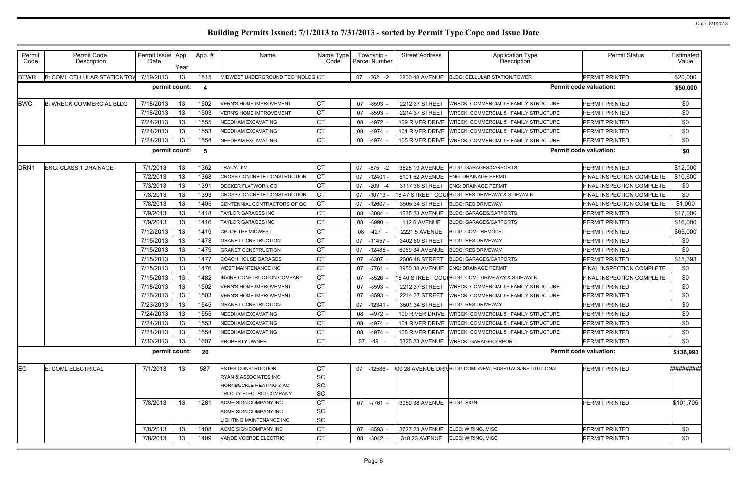# Building Permits Issued: 7/1/2013 to 7/31/2013 - sorted by Permit Type Cope and Issue Date

| Permit Code | Permit Code Description | Permit Issue Date | App. Year | App. # | Name | Name Type Code | Township - Parcel Number | Street Address | Application Type Description | Permit Status | Estimated Value |
|---|---|---|---|---|---|---|---|---|---|---|---|
| BTWR | B: COML CELLULAR STATION/TOW | 7/19/2013 | 13 | 1515 | MIDWEST UNDERGROUND TECHNOLOG | CT | 07 -362 -2 | 2800 48 AVENUE | BLDG: CELLULAR STATION/TOWER | PERMIT PRINTED | $20,000 |
| | | permit count: | | 4 | | | | | | Permit code valuation: | $50,000 |
| BWC | B: WRECK COMMERCIAL BLDG | 7/18/2013 | 13 | 1502 | VERN'S HOME IMPROVEMENT | CT | 07 -8593 - | 2212 37 STREET | WRECK: COMMERCIAL 5+ FAMILY STRUCTURE | PERMIT PRINTED | $0 |
| | | 7/18/2013 | 13 | 1503 | VERN'S HOME IMPROVEMENT | CT | 07 -8593 - | 2214 37 STREET | WRECK: COMMERCIAL 5+ FAMILY STRUCTURE | PERMIT PRINTED | $0 |
| | | 7/24/2013 | 13 | 1555 | NEEDHAM EXCAVATING | CT | 08 -4972 - | 109 RIVER DRIVE | WRECK: COMMERCIAL 5+ FAMILY STRUCTURE | PERMIT PRINTED | $0 |
| | | 7/24/2013 | 13 | 1553 | NEEDHAM EXCAVATING | CT | 08 -4974 - | 101 RIVER DRIVE | WRECK: COMMERCIAL 5+ FAMILY STRUCTURE | PERMIT PRINTED | $0 |
| | | 7/24/2013 | 13 | 1554 | NEEDHAM EXCAVATING | CT | 08 -4974 - | 105 RIVER DRIVE | WRECK: COMMERCIAL 5+ FAMILY STRUCTURE | PERMIT PRINTED | $0 |
| | | permit count: | | 5 | | | | | | Permit code valuation: | $0 |
| DRN1 | ENG: CLASS 1 DRAINAGE | 7/1/2013 | 13 | 1362 | TRACY, JIM | CT | 07 -575 -2 | 3525 19 AVENUE | BLDG: GARAGES/CARPORTS | PERMIT PRINTED | $12,000 |
| | | 7/2/2013 | 13 | 1368 | CROSS CONCRETE CONSTRUCTION | CT | 07 -12401 - | 5101 52 AVENUE | ENG: DRAINAGE PERMIT | FINAL INSPECTION COMPLETE | $10,600 |
| | | 7/3/2013 | 13 | 1391 | DECKER FLATWORK CO | CT | 07 -209 -4 | 3117 38 STREET | ENG: DRAINAGE PERMIT | FINAL INSPECTION COMPLETE | $0 |
| | | 7/8/2013 | 13 | 1393 | CROSS CONCRETE CONSTRUCTION | CT | 07 -10713 - | 18 47 STREET COU | BLDG: RES DRIVEWAY & SIDEWALK | FINAL INSPECTION COMPLETE | $0 |
| | | 7/8/2013 | 13 | 1405 | CENTENNIAL CONTRACTORS OF QC | CT | 07 -12607 - | 3505 34 STREET | BLDG: RES DRIVEWAY | FINAL INSPECTION COMPLETE | $1,000 |
| | | 7/9/2013 | 13 | 1418 | TAYLOR GARAGES INC | CT | 08 -3084 - | 1535 28 AVENUE | BLDG: GARAGES/CARPORTS | PERMIT PRINTED | $17,000 |
| | | 7/9/2013 | 13 | 1416 | TAYLOR GARAGES INC | CT | 08 -6990 - | 112 6 AVENUE | BLDG: GARAGES/CARPORTS | PERMIT PRINTED | $16,000 |
| | | 7/12/2013 | 13 | 1419 | CPI OF THE MIDWEST | CT | 08 -427 - | 2221 5 AVENUE | BLDG: COML REMODEL | PERMIT PRINTED | $65,000 |
| | | 7/15/2013 | 13 | 1478 | GRANET CONSTRUCTION | CT | 07 -11457 - | 3402 60 STREET | BLDG: RES DRIVEWAY | PERMIT PRINTED | $0 |
| | | 7/15/2013 | 13 | 1479 | GRANET CONSTRUCTION | CT | 07 -12485 - | 6069 34 AVENUE | BLDG: RES DRIVEWAY | PERMIT PRINTED | $0 |
| | | 7/15/2013 | 13 | 1477 | COACH HOUSE GARAGES | CT | 07 -6307 - | 2306 48 STREET | BLDG: GARAGES/CARPORTS | PERMIT PRINTED | $15,393 |
| | | 7/15/2013 | 13 | 1476 | WEST MAINTENANCE INC | CT | 07 -7761 - | 3950 38 AVENUE | ENG: DRAINAGE PERMIT | FINAL INSPECTION COMPLETE | $0 |
| | | 7/15/2013 | 13 | 1482 | IRVINE CONSTRUCTION COMPANY | CT | 07 -8526 - | 15 40 STREET COU | BLDG: COML DRIVEWAY & SIDEWALK | FINAL INSPECTION COMPLETE | $0 |
| | | 7/18/2013 | 13 | 1502 | VERN'S HOME IMPROVEMENT | CT | 07 -8593 - | 2212 37 STREET | WRECK: COMMERCIAL 5+ FAMILY STRUCTURE | PERMIT PRINTED | $0 |
| | | 7/18/2013 | 13 | 1503 | VERN'S HOME IMPROVEMENT | CT | 07 -8593 - | 2214 37 STREET | WRECK: COMMERCIAL 5+ FAMILY STRUCTURE | PERMIT PRINTED | $0 |
| | | 7/23/2013 | 13 | 1545 | GRANET CONSTRUCTION | CT | 07 -12341 - | 3501 34 STREET | BLDG: RES DRIVEWAY | PERMIT PRINTED | $0 |
| | | 7/24/2013 | 13 | 1555 | NEEDHAM EXCAVATING | CT | 08 -4972 - | 109 RIVER DRIVE | WRECK: COMMERCIAL 5+ FAMILY STRUCTURE | PERMIT PRINTED | $0 |
| | | 7/24/2013 | 13 | 1553 | NEEDHAM EXCAVATING | CT | 08 -4974 - | 101 RIVER DRIVE | WRECK: COMMERCIAL 5+ FAMILY STRUCTURE | PERMIT PRINTED | $0 |
| | | 7/24/2013 | 13 | 1554 | NEEDHAM EXCAVATING | CT | 08 -4974 - | 105 RIVER DRIVE | WRECK: COMMERCIAL 5+ FAMILY STRUCTURE | PERMIT PRINTED | $0 |
| | | 7/30/2013 | 13 | 1607 | PROPERTY OWNER | CT | 07 -49 - | 5325 23 AVENUE | WRECK: GARAGE/CARPORT | PERMIT PRINTED | $0 |
| | | permit count: | | 20 | | | | | | Permit code valuation: | $136,993 |
| EC | E: COML ELECTRICAL | 7/1/2013 | 13 | 587 | ESTES CONSTRUCTION | CT | 07 -12586 - | 00 28 AVENUE DRIV | BLDG:COML/NEW, HOSPITALS/INSTITUTIONAL | PERMIT PRINTED | ######### |
| | | | | | RYAN & ASSOCIATES INC | SC | | | | | |
| | | | | | HORNBUCKLE HEATING & AC | SC | | | | | |
| | | | | | TRI-CITY ELECTRIC COMPANY | SC | | | | | |
| | | 7/8/2013 | 13 | 1281 | ACME SIGN COMPANY INC | CT | 07 -7761 - | 3950 38 AVENUE | BLDG: SIGN | PERMIT PRINTED | $101,705 |
| | | | | | ACME SIGN COMPANY INC | SC | | | | | |
| | | | | | LIGHTING MAINTENANCE INC | SC | | | | | |
| | | 7/8/2013 | 13 | 1408 | ACME SIGN COMPANY INC | CT | 07 -8593 - | 3727 23 AVENUE | ELEC: WIRING, MISC | PERMIT PRINTED | $0 |
| | | 7/8/2013 | 13 | 1409 | VANDE VOORDE ELECTRIC | CT | 08 -3042 - | 318 23 AVENUE | ELEC: WIRING, MISC | PERMIT PRINTED | $0 |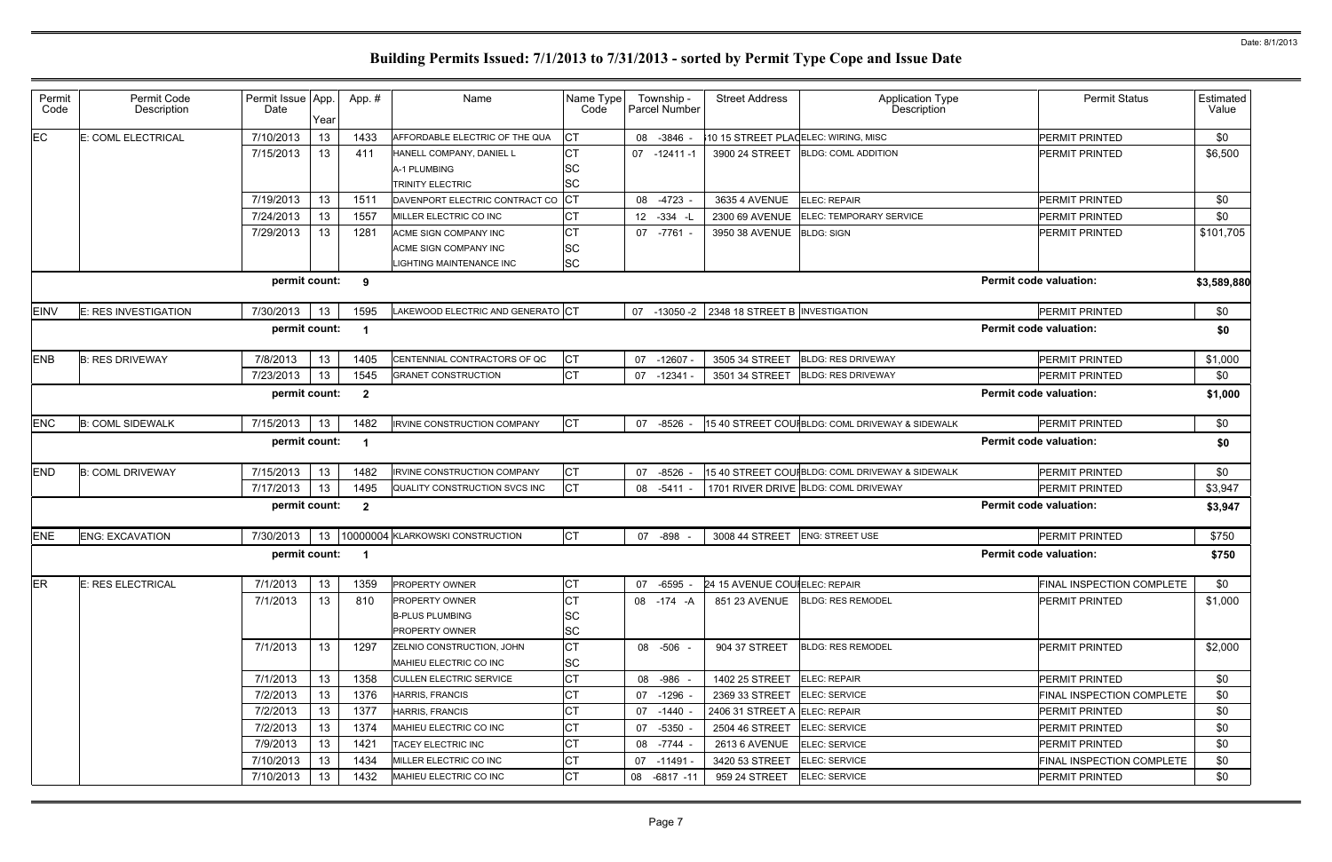# Building Permits Issued: 7/1/2013 to 7/31/2013 - sorted by Permit Type Cope and Issue Date

| Permit Code | Permit Code Description | Permit Issue Date | App. Year | App. # | Name | Name Type Code | Township - Parcel Number | Street Address | Application Type Description | Permit Status | Estimated Value |
|---|---|---|---|---|---|---|---|---|---|---|---|
| EC | E: COML ELECTRICAL | 7/10/2013 | 13 | 1433 | AFFORDABLE ELECTRIC OF THE QUA | CT | 08 -3846 - | 10 15 STREET PLA | ELEC: WIRING, MISC | PERMIT PRINTED | $0 |
| | | 7/15/2013 | 13 | 411 | HANELL COMPANY, DANIEL L | CT | 07 -12411 -1 | 3900 24 STREET | BLDG: COML ADDITION | PERMIT PRINTED | $6,500 |
| | | | | | A-1 PLUMBING | SC | | | | | |
| | | | | | TRINITY ELECTRIC | SC | | | | | |
| | | 7/19/2013 | 13 | 1511 | DAVENPORT ELECTRIC CONTRACT CO | CT | 08 -4723 - | 3635 4 AVENUE | ELEC: REPAIR | PERMIT PRINTED | $0 |
| | | 7/24/2013 | 13 | 1557 | MILLER ELECTRIC CO INC | CT | 12 -334 -L | 2300 69 AVENUE | ELEC: TEMPORARY SERVICE | PERMIT PRINTED | $0 |
| | | 7/29/2013 | 13 | 1281 | ACME SIGN COMPANY INC | CT | 07 -7761 - | 3950 38 AVENUE | BLDG: SIGN | PERMIT PRINTED | $101,705 |
| | | | | | ACME SIGN COMPANY INC | SC | | | | | |
| | | | | | LIGHTING MAINTENANCE INC | SC | | | | | |
| | | permit count: | | 9 | | | | | | Permit code valuation: | $3,589,880 |
| EINV | E: RES INVESTIGATION | 7/30/2013 | 13 | 1595 | LAKEWOOD ELECTRIC AND GENERATO | CT | 07 -13050 -2 | 2348 18 STREET B | INVESTIGATION | PERMIT PRINTED | $0 |
| | | permit count: | | 1 | | | | | | Permit code valuation: | $0 |
| ENB | B: RES DRIVEWAY | 7/8/2013 | 13 | 1405 | CENTENNIAL CONTRACTORS OF QC | CT | 07 -12607 - | 3505 34 STREET | BLDG: RES DRIVEWAY | PERMIT PRINTED | $1,000 |
| | | 7/23/2013 | 13 | 1545 | GRANET CONSTRUCTION | CT | 07 -12341 - | 3501 34 STREET | BLDG: RES DRIVEWAY | PERMIT PRINTED | $0 |
| | | permit count: | | 2 | | | | | | Permit code valuation: | $1,000 |
| ENC | B: COML SIDEWALK | 7/15/2013 | 13 | 1482 | IRVINE CONSTRUCTION COMPANY | CT | 07 -8526 - | 15 40 STREET COU | BLDG: COML DRIVEWAY & SIDEWALK | PERMIT PRINTED | $0 |
| | | permit count: | | 1 | | | | | | Permit code valuation: | $0 |
| END | B: COML DRIVEWAY | 7/15/2013 | 13 | 1482 | IRVINE CONSTRUCTION COMPANY | CT | 07 -8526 - | 15 40 STREET COU | BLDG: COML DRIVEWAY & SIDEWALK | PERMIT PRINTED | $0 |
| | | 7/17/2013 | 13 | 1495 | QUALITY CONSTRUCTION SVCS INC | CT | 08 -5411 - | 1701 RIVER DRIVE | BLDG: COML DRIVEWAY | PERMIT PRINTED | $3,947 |
| | | permit count: | | 2 | | | | | | Permit code valuation: | $3,947 |
| ENE | ENG: EXCAVATION | 7/30/2013 | 13 | 10000004 | KLARKOWSKI CONSTRUCTION | CT | 07 -898 - | 3008 44 STREET | ENG: STREET USE | PERMIT PRINTED | $750 |
| | | permit count: | | 1 | | | | | | Permit code valuation: | $750 |
| ER | E: RES ELECTRICAL | 7/1/2013 | 13 | 1359 | PROPERTY OWNER | CT | 07 -6595 - | 24 15 AVENUE COU | ELEC: REPAIR | FINAL INSPECTION COMPLETE | $0 |
| | | 7/1/2013 | 13 | 810 | PROPERTY OWNER | CT | 08 -174 -A | 851 23 AVENUE | BLDG: RES REMODEL | PERMIT PRINTED | $1,000 |
| | | | | | B-PLUS PLUMBING | SC | | | | | |
| | | | | | PROPERTY OWNER | SC | | | | | |
| | | 7/1/2013 | 13 | 1297 | ZELNIO CONSTRUCTION, JOHN | CT | 08 -506 - | 904 37 STREET | BLDG: RES REMODEL | PERMIT PRINTED | $2,000 |
| | | | | | MAHIEU ELECTRIC CO INC | SC | | | | | |
| | | 7/1/2013 | 13 | 1358 | CULLEN ELECTRIC SERVICE | CT | 08 -986 - | 1402 25 STREET | ELEC: REPAIR | PERMIT PRINTED | $0 |
| | | 7/2/2013 | 13 | 1376 | HARRIS, FRANCIS | CT | 07 -1296 - | 2369 33 STREET | ELEC: SERVICE | FINAL INSPECTION COMPLETE | $0 |
| | | 7/2/2013 | 13 | 1377 | HARRIS, FRANCIS | CT | 07 -1440 - | 2406 31 STREET A | ELEC: REPAIR | PERMIT PRINTED | $0 |
| | | 7/2/2013 | 13 | 1374 | MAHIEU ELECTRIC CO INC | CT | 07 -5350 - | 2504 46 STREET | ELEC: SERVICE | PERMIT PRINTED | $0 |
| | | 7/9/2013 | 13 | 1421 | TACEY ELECTRIC INC | CT | 08 -7744 - | 2613 6 AVENUE | ELEC: SERVICE | PERMIT PRINTED | $0 |
| | | 7/10/2013 | 13 | 1434 | MILLER ELECTRIC CO INC | CT | 07 -11491 - | 3420 53 STREET | ELEC: SERVICE | FINAL INSPECTION COMPLETE | $0 |
| | | 7/10/2013 | 13 | 1432 | MAHIEU ELECTRIC CO INC | CT | 08 -6817 -11 | 959 24 STREET | ELEC: SERVICE | PERMIT PRINTED | $0 |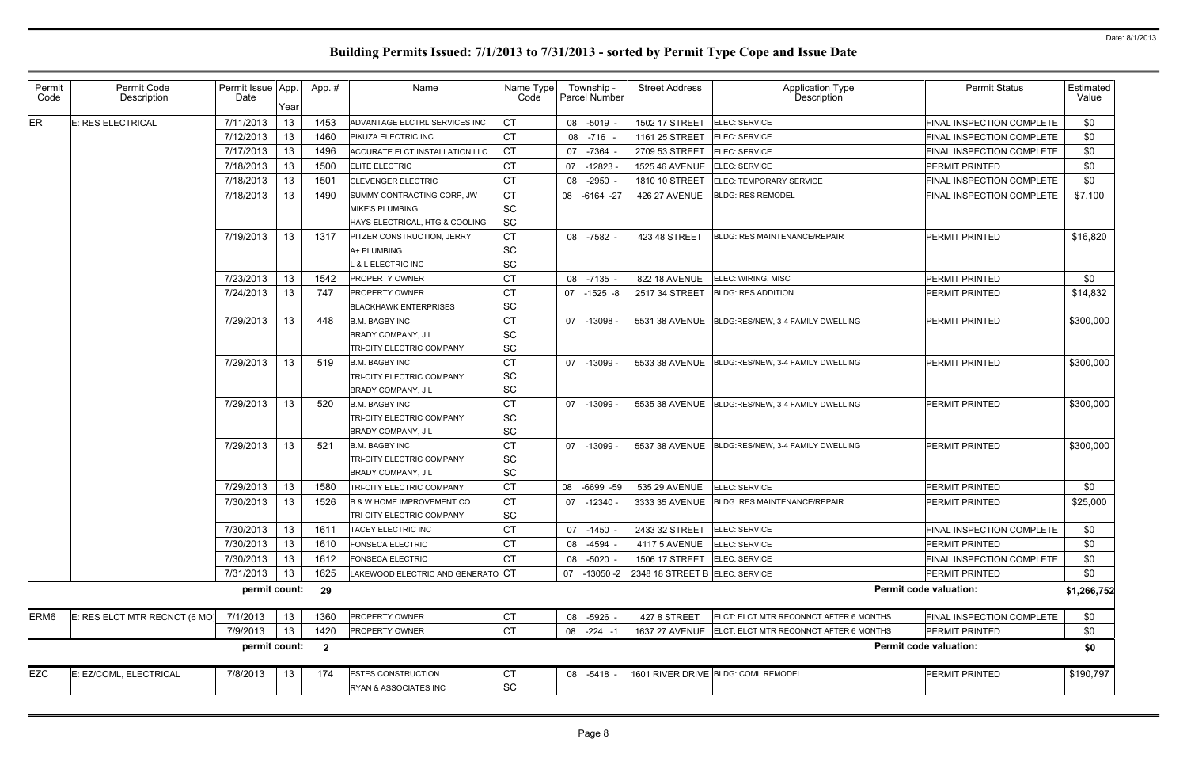# Building Permits Issued: 7/1/2013 to 7/31/2013 - sorted by Permit Type Cope and Issue Date

| Permit Code | Permit Code Description | Permit Issue Date | App. Year | App. # | Name | Name Type Code | Township - Parcel Number | Street Address | Application Type Description | Permit Status | Estimated Value |
|---|---|---|---|---|---|---|---|---|---|---|---|
| ER | E: RES ELECTRICAL | 7/11/2013 | 13 | 1453 | ADVANTAGE ELCTRL SERVICES INC | CT | 08 -5019 - | 1502 17 STREET | ELEC: SERVICE | FINAL INSPECTION COMPLETE | $0 |
| | | 7/12/2013 | 13 | 1460 | PIKUZA ELECTRIC INC | CT | 08 -716 - | 1161 25 STREET | ELEC: SERVICE | FINAL INSPECTION COMPLETE | $0 |
| | | 7/17/2013 | 13 | 1496 | ACCURATE ELCT INSTALLATION LLC | CT | 07 -7364 - | 2709 53 STREET | ELEC: SERVICE | FINAL INSPECTION COMPLETE | $0 |
| | | 7/18/2013 | 13 | 1500 | ELITE ELECTRIC | CT | 07 -12823 - | 1525 46 AVENUE | ELEC: SERVICE | PERMIT PRINTED | $0 |
| | | 7/18/2013 | 13 | 1501 | CLEVENGER ELECTRIC | CT | 08 -2950 - | 1810 10 STREET | ELEC: TEMPORARY SERVICE | FINAL INSPECTION COMPLETE | $0 |
| | | 7/18/2013 | 13 | 1490 | SUMMY CONTRACTING CORP, JW | CT | 08 -6164 -27 | 426 27 AVENUE | BLDG: RES REMODEL | FINAL INSPECTION COMPLETE | $7,100 |
| | | | | | MIKE'S PLUMBING | SC | | | | | |
| | | | | | HAYS ELECTRICAL, HTG & COOLING | SC | | | | | |
| | | 7/19/2013 | 13 | 1317 | PITZER CONSTRUCTION, JERRY | CT | 08 -7582 - | 423 48 STREET | BLDG: RES MAINTENANCE/REPAIR | PERMIT PRINTED | $16,820 |
| | | | | | A+ PLUMBING | SC | | | | | |
| | | | | | L & L ELECTRIC INC | SC | | | | | |
| | | 7/23/2013 | 13 | 1542 | PROPERTY OWNER | CT | 08 -7135 - | 822 18 AVENUE | ELEC: WIRING, MISC | PERMIT PRINTED | $0 |
| | | 7/24/2013 | 13 | 747 | PROPERTY OWNER | CT | 07 -1525 -8 | 2517 34 STREET | BLDG: RES ADDITION | PERMIT PRINTED | $14,832 |
| | | | | | BLACKHAWK ENTERPRISES | SC | | | | | |
| | | 7/29/2013 | 13 | 448 | B.M. BAGBY INC | CT | 07 -13098 - | 5531 38 AVENUE | BLDG:RES/NEW, 3-4 FAMILY DWELLING | PERMIT PRINTED | $300,000 |
| | | | | | BRADY COMPANY, J L | SC | | | | | |
| | | | | | TRI-CITY ELECTRIC COMPANY | SC | | | | | |
| | | 7/29/2013 | 13 | 519 | B.M. BAGBY INC | CT | 07 -13099 - | 5533 38 AVENUE | BLDG:RES/NEW, 3-4 FAMILY DWELLING | PERMIT PRINTED | $300,000 |
| | | | | | TRI-CITY ELECTRIC COMPANY | SC | | | | | |
| | | | | | BRADY COMPANY, J L | SC | | | | | |
| | | 7/29/2013 | 13 | 520 | B.M. BAGBY INC | CT | 07 -13099 - | 5535 38 AVENUE | BLDG:RES/NEW, 3-4 FAMILY DWELLING | PERMIT PRINTED | $300,000 |
| | | | | | TRI-CITY ELECTRIC COMPANY | SC | | | | | |
| | | | | | BRADY COMPANY, J L | SC | | | | | |
| | | 7/29/2013 | 13 | 521 | B.M. BAGBY INC | CT | 07 -13099 - | 5537 38 AVENUE | BLDG:RES/NEW, 3-4 FAMILY DWELLING | PERMIT PRINTED | $300,000 |
| | | | | | TRI-CITY ELECTRIC COMPANY | SC | | | | | |
| | | | | | BRADY COMPANY, J L | SC | | | | | |
| | | 7/29/2013 | 13 | 1580 | TRI-CITY ELECTRIC COMPANY | CT | 08 -6699 -59 | 535 29 AVENUE | ELEC: SERVICE | PERMIT PRINTED | $0 |
| | | 7/30/2013 | 13 | 1526 | B & W HOME IMPROVEMENT CO | CT | 07 -12340 - | 3333 35 AVENUE | BLDG: RES MAINTENANCE/REPAIR | PERMIT PRINTED | $25,000 |
| | | | | | TRI-CITY ELECTRIC COMPANY | SC | | | | | |
| | | 7/30/2013 | 13 | 1611 | TACEY ELECTRIC INC | CT | 07 -1450 - | 2433 32 STREET | ELEC: SERVICE | FINAL INSPECTION COMPLETE | $0 |
| | | 7/30/2013 | 13 | 1610 | FONSECA ELECTRIC | CT | 08 -4594 - | 4117 5 AVENUE | ELEC: SERVICE | PERMIT PRINTED | $0 |
| | | 7/30/2013 | 13 | 1612 | FONSECA ELECTRIC | CT | 08 -5020 - | 1506 17 STREET | ELEC: SERVICE | FINAL INSPECTION COMPLETE | $0 |
| | | 7/31/2013 | 13 | 1625 | LAKEWOOD ELECTRIC AND GENERATO | CT | 07 -13050 -2 | 2348 18 STREET B | ELEC: SERVICE | PERMIT PRINTED | $0 |
| | | **permit count:** | | **29** | | | | | | **Permit code valuation:** | **$1,266,752** |
| ERM6 | E: RES ELCT MTR RECNCT (6 MO) | 7/1/2013 | 13 | 1360 | PROPERTY OWNER | CT | 08 -5926 - | 427 8 STREET | ELCT: ELCT MTR RECONNCT AFTER 6 MONTHS | FINAL INSPECTION COMPLETE | $0 |
| | | 7/9/2013 | 13 | 1420 | PROPERTY OWNER | CT | 08 -224 -1 | 1637 27 AVENUE | ELCT: ELCT MTR RECONNCT AFTER 6 MONTHS | PERMIT PRINTED | $0 |
| | | **permit count:** | | **2** | | | | | | **Permit code valuation:** | **$0** |
| EZC | E: EZ/COML, ELECTRICAL | 7/8/2013 | 13 | 174 | ESTES CONSTRUCTION | CT | 08 -5418 - | 1601 RIVER DRIVE | BLDG: COML REMODEL | PERMIT PRINTED | $190,797 |
| | | | | | RYAN & ASSOCIATES INC | SC | | | | | |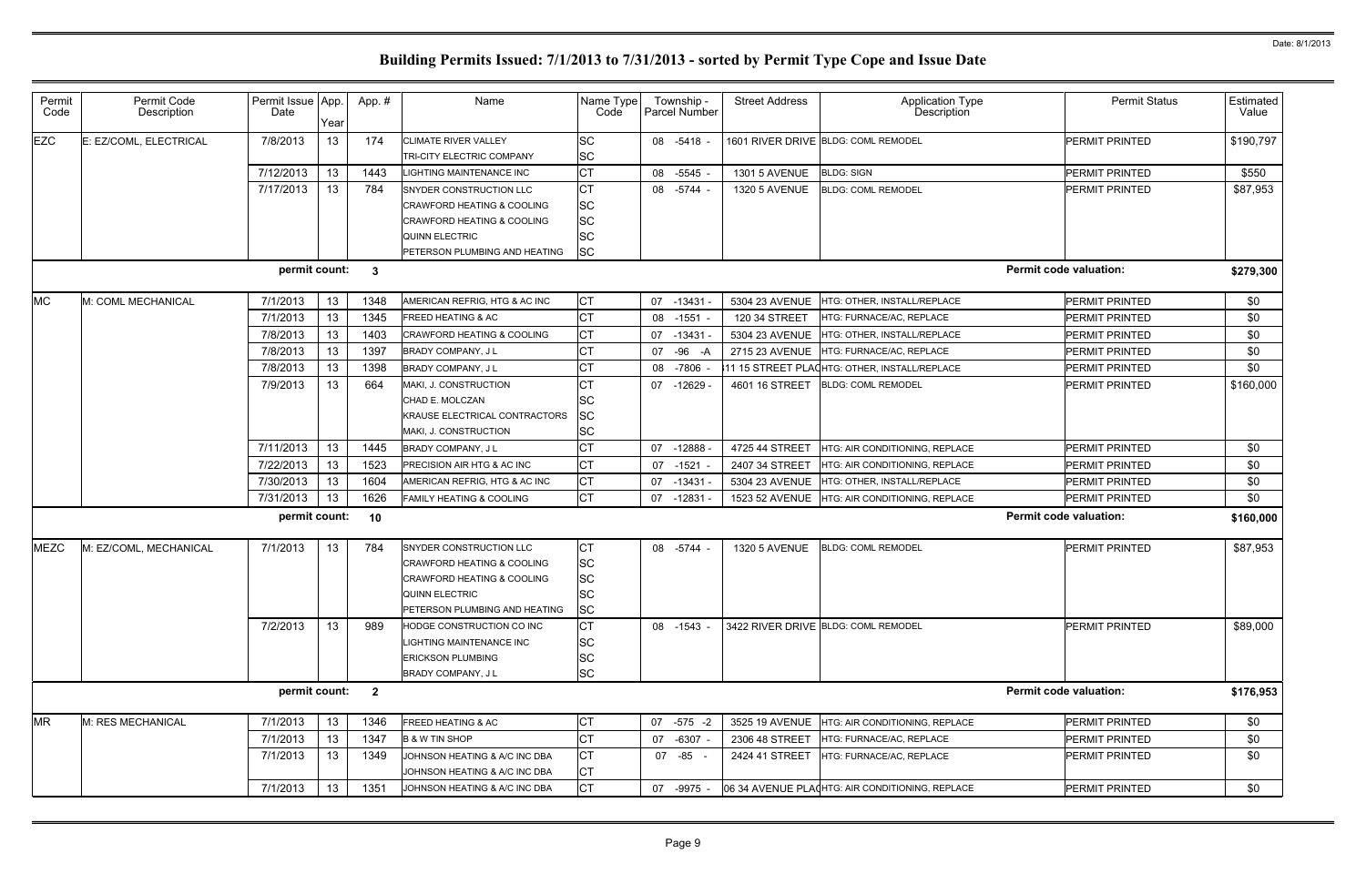# Building Permits Issued: 7/1/2013 to 7/31/2013 - sorted by Permit Type Cope and Issue Date

Date: 8/1/2013

| Permit Code | Permit Code Description | Permit Issue Date | App. Year | App. # | Name | Name Type Code | Township - Parcel Number | Street Address | Application Type Description | Permit Status | Estimated Value |
|---|---|---|---|---|---|---|---|---|---|---|---|
| EZC | E: EZ/COML, ELECTRICAL | 7/8/2013 | 13 | 174 | CLIMATE RIVER VALLEY | SC | 08 -5418 - | 1601 RIVER DRIVE | BLDG: COML REMODEL | PERMIT PRINTED | $190,797 |
| | | | | | TRI-CITY ELECTRIC COMPANY | SC | | | | | |
| | | 7/12/2013 | 13 | 1443 | LIGHTING MAINTENANCE INC | CT | 08 -5545 - | 1301 5 AVENUE | BLDG: SIGN | PERMIT PRINTED | $550 |
| | | 7/17/2013 | 13 | 784 | SNYDER CONSTRUCTION LLC | CT | 08 -5744 - | 1320 5 AVENUE | BLDG: COML REMODEL | PERMIT PRINTED | $87,953 |
| | | | | | CRAWFORD HEATING & COOLING | SC | | | | | |
| | | | | | CRAWFORD HEATING & COOLING | SC | | | | | |
| | | | | | QUINN ELECTRIC | SC | | | | | |
| | | | | | PETERSON PLUMBING AND HEATING | SC | | | | | |
| | | permit count: | | 3 | | | | | | Permit code valuation: | $279,300 |
| MC | M: COML MECHANICAL | 7/1/2013 | 13 | 1348 | AMERICAN REFRIG, HTG & AC INC | CT | 07 -13431 - | 5304 23 AVENUE | HTG: OTHER, INSTALL/REPLACE | PERMIT PRINTED | $0 |
| | | 7/1/2013 | 13 | 1345 | FREED HEATING & AC | CT | 08 -1551 - | 120 34 STREET | HTG: FURNACE/AC, REPLACE | PERMIT PRINTED | $0 |
| | | 7/8/2013 | 13 | 1403 | CRAWFORD HEATING & COOLING | CT | 07 -13431 - | 5304 23 AVENUE | HTG: OTHER, INSTALL/REPLACE | PERMIT PRINTED | $0 |
| | | 7/8/2013 | 13 | 1397 | BRADY COMPANY, J L | CT | 07 -96 -A | 2715 23 AVENUE | HTG: FURNACE/AC, REPLACE | PERMIT PRINTED | $0 |
| | | 7/8/2013 | 13 | 1398 | BRADY COMPANY, J L | CT | 08 -7806 - | 11 15 STREET PLAC | HTG: OTHER, INSTALL/REPLACE | PERMIT PRINTED | $0 |
| | | 7/9/2013 | 13 | 664 | MAKI, J. CONSTRUCTION | CT | 07 -12629 - | 4601 16 STREET | BLDG: COML REMODEL | PERMIT PRINTED | $160,000 |
| | | | | | CHAD E. MOLCZAN | SC | | | | | |
| | | | | | KRAUSE ELECTRICAL CONTRACTORS | SC | | | | | |
| | | | | | MAKI, J. CONSTRUCTION | SC | | | | | |
| | | 7/11/2013 | 13 | 1445 | BRADY COMPANY, J L | CT | 07 -12888 - | 4725 44 STREET | HTG: AIR CONDITIONING, REPLACE | PERMIT PRINTED | $0 |
| | | 7/22/2013 | 13 | 1523 | PRECISION AIR HTG & AC INC | CT | 07 -1521 - | 2407 34 STREET | HTG: AIR CONDITIONING, REPLACE | PERMIT PRINTED | $0 |
| | | 7/30/2013 | 13 | 1604 | AMERICAN REFRIG, HTG & AC INC | CT | 07 -13431 - | 5304 23 AVENUE | HTG: OTHER, INSTALL/REPLACE | PERMIT PRINTED | $0 |
| | | 7/31/2013 | 13 | 1626 | FAMILY HEATING & COOLING | CT | 07 -12831 - | 1523 52 AVENUE | HTG: AIR CONDITIONING, REPLACE | PERMIT PRINTED | $0 |
| | | permit count: | | 10 | | | | | | Permit code valuation: | $160,000 |
| MEZC | M: EZ/COML, MECHANICAL | 7/1/2013 | 13 | 784 | SNYDER CONSTRUCTION LLC | CT | 08 -5744 - | 1320 5 AVENUE | BLDG: COML REMODEL | PERMIT PRINTED | $87,953 |
| | | | | | CRAWFORD HEATING & COOLING | SC | | | | | |
| | | | | | CRAWFORD HEATING & COOLING | SC | | | | | |
| | | | | | QUINN ELECTRIC | SC | | | | | |
| | | | | | PETERSON PLUMBING AND HEATING | SC | | | | | |
| | | 7/2/2013 | 13 | 989 | HODGE CONSTRUCTION CO INC | CT | 08 -1543 - | 3422 RIVER DRIVE | BLDG: COML REMODEL | PERMIT PRINTED | $89,000 |
| | | | | | LIGHTING MAINTENANCE INC | SC | | | | | |
| | | | | | ERICKSON PLUMBING | SC | | | | | |
| | | | | | BRADY COMPANY, J L | SC | | | | | |
| | | permit count: | | 2 | | | | | | Permit code valuation: | $176,953 |
| MR | M: RES MECHANICAL | 7/1/2013 | 13 | 1346 | FREED HEATING & AC | CT | 07 -575 -2 | 3525 19 AVENUE | HTG: AIR CONDITIONING, REPLACE | PERMIT PRINTED | $0 |
| | | 7/1/2013 | 13 | 1347 | B & W TIN SHOP | CT | 07 -6307 - | 2306 48 STREET | HTG: FURNACE/AC, REPLACE | PERMIT PRINTED | $0 |
| | | 7/1/2013 | 13 | 1349 | JOHNSON HEATING & A/C INC DBA | CT | 07 -85 - | 2424 41 STREET | HTG: FURNACE/AC, REPLACE | PERMIT PRINTED | $0 |
| | | | | | JOHNSON HEATING & A/C INC DBA | CT | | | | | |
| | | 7/1/2013 | 13 | 1351 | JOHNSON HEATING & A/C INC DBA | CT | 07 -9975 - | 06 34 AVENUE PLAC | HTG: AIR CONDITIONING, REPLACE | PERMIT PRINTED | $0 |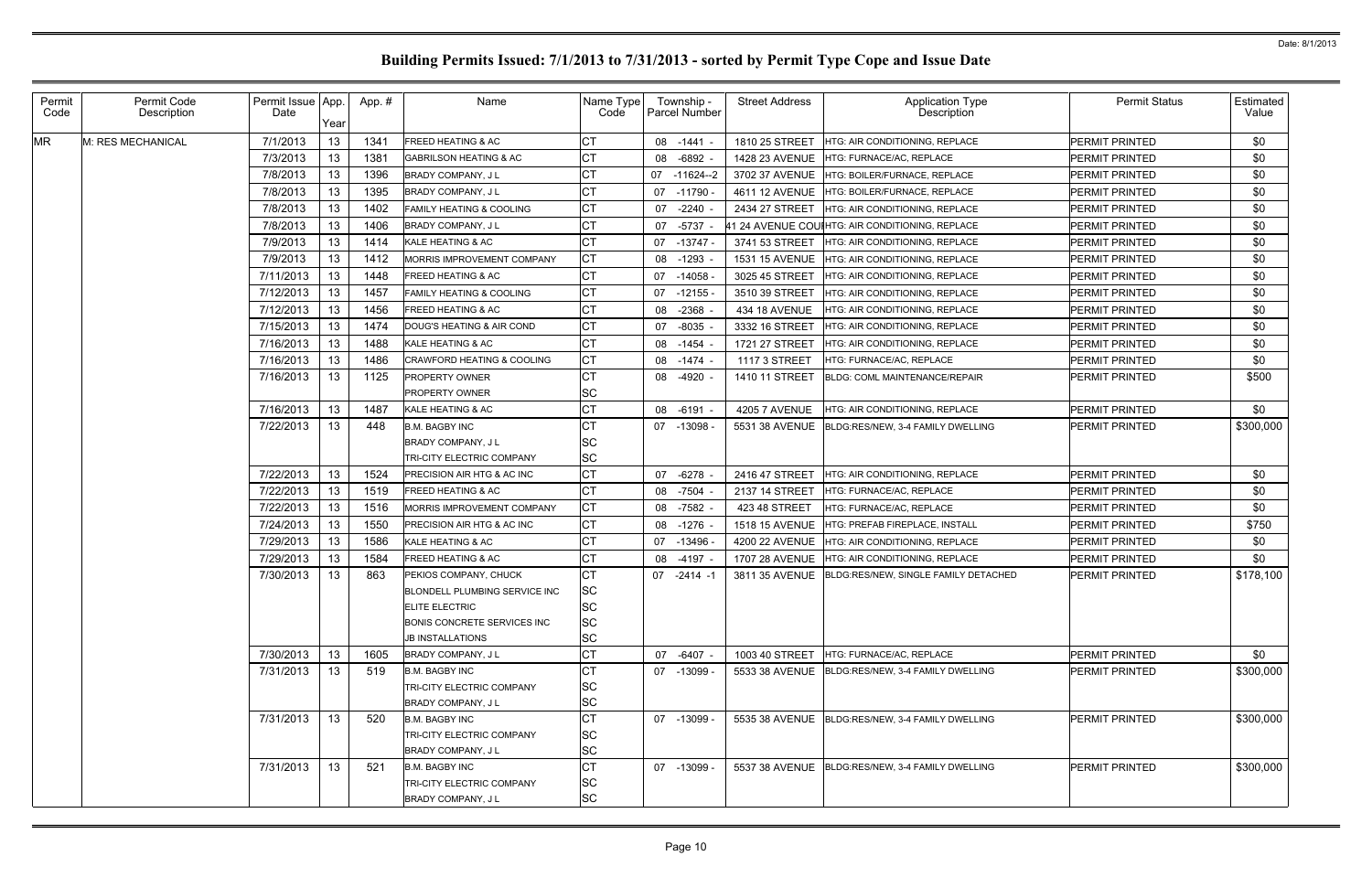# Building Permits Issued: 7/1/2013 to 7/31/2013 - sorted by Permit Type Cope and Issue Date

Date: 8/1/2013

| Permit Code | Permit Code Description | Permit Issue Date | App. Year | App. # | Name | Name Type Code | Township - Parcel Number | Street Address | Application Type Description | Permit Status | Estimated Value |
|---|---|---|---|---|---|---|---|---|---|---|---|
| MR | M: RES MECHANICAL | 7/1/2013 | 13 | 1341 | FREED HEATING & AC | CT | 08 -1441 - | 1810 25 STREET | HTG: AIR CONDITIONING, REPLACE | PERMIT PRINTED | $0 |
| | | 7/3/2013 | 13 | 1381 | GABRILSON HEATING & AC | CT | 08 -6892 - | 1428 23 AVENUE | HTG: FURNACE/AC, REPLACE | PERMIT PRINTED | $0 |
| | | 7/8/2013 | 13 | 1396 | BRADY COMPANY, J L | CT | 07 -11624--2 | 3702 37 AVENUE | HTG: BOILER/FURNACE, REPLACE | PERMIT PRINTED | $0 |
| | | 7/8/2013 | 13 | 1395 | BRADY COMPANY, J L | CT | 07 -11790 - | 4611 12 AVENUE | HTG: BOILER/FURNACE, REPLACE | PERMIT PRINTED | $0 |
| | | 7/8/2013 | 13 | 1402 | FAMILY HEATING & COOLING | CT | 07 -2240 - | 2434 27 STREET | HTG: AIR CONDITIONING, REPLACE | PERMIT PRINTED | $0 |
| | | 7/8/2013 | 13 | 1406 | BRADY COMPANY, J L | CT | 07 -5737 - | 41 24 AVENUE COU | HTG: AIR CONDITIONING, REPLACE | PERMIT PRINTED | $0 |
| | | 7/9/2013 | 13 | 1414 | KALE HEATING & AC | CT | 07 -13747 - | 3741 53 STREET | HTG: AIR CONDITIONING, REPLACE | PERMIT PRINTED | $0 |
| | | 7/9/2013 | 13 | 1412 | MORRIS IMPROVEMENT COMPANY | CT | 08 -1293 - | 1531 15 AVENUE | HTG: AIR CONDITIONING, REPLACE | PERMIT PRINTED | $0 |
| | | 7/11/2013 | 13 | 1448 | FREED HEATING & AC | CT | 07 -14058 - | 3025 45 STREET | HTG: AIR CONDITIONING, REPLACE | PERMIT PRINTED | $0 |
| | | 7/12/2013 | 13 | 1457 | FAMILY HEATING & COOLING | CT | 07 -12155 - | 3510 39 STREET | HTG: AIR CONDITIONING, REPLACE | PERMIT PRINTED | $0 |
| | | 7/12/2013 | 13 | 1456 | FREED HEATING & AC | CT | 08 -2368 - | 434 18 AVENUE | HTG: AIR CONDITIONING, REPLACE | PERMIT PRINTED | $0 |
| | | 7/15/2013 | 13 | 1474 | DOUG'S HEATING & AIR COND | CT | 07 -8035 - | 3332 16 STREET | HTG: AIR CONDITIONING, REPLACE | PERMIT PRINTED | $0 |
| | | 7/16/2013 | 13 | 1488 | KALE HEATING & AC | CT | 08 -1454 - | 1721 27 STREET | HTG: AIR CONDITIONING, REPLACE | PERMIT PRINTED | $0 |
| | | 7/16/2013 | 13 | 1486 | CRAWFORD HEATING & COOLING | CT | 08 -1474 - | 1117 3 STREET | HTG: FURNACE/AC, REPLACE | PERMIT PRINTED | $0 |
| | | 7/16/2013 | 13 | 1125 | PROPERTY OWNER<br>PROPERTY OWNER | CT<br>SC | 08 -4920 - | 1410 11 STREET | BLDG: COML MAINTENANCE/REPAIR | PERMIT PRINTED | $500 |
| | | 7/16/2013 | 13 | 1487 | KALE HEATING & AC | CT | 08 -6191 - | 4205 7 AVENUE | HTG: AIR CONDITIONING, REPLACE | PERMIT PRINTED | $0 |
| | | 7/22/2013 | 13 | 448 | B.M. BAGBY INC<br>BRADY COMPANY, J L<br>TRI-CITY ELECTRIC COMPANY | CT<br>SC<br>SC | 07 -13098 - | 5531 38 AVENUE | BLDG:RES/NEW, 3-4 FAMILY DWELLING | PERMIT PRINTED | $300,000 |
| | | 7/22/2013 | 13 | 1524 | PRECISION AIR HTG & AC INC | CT | 07 -6278 - | 2416 47 STREET | HTG: AIR CONDITIONING, REPLACE | PERMIT PRINTED | $0 |
| | | 7/22/2013 | 13 | 1519 | FREED HEATING & AC | CT | 08 -7504 - | 2137 14 STREET | HTG: FURNACE/AC, REPLACE | PERMIT PRINTED | $0 |
| | | 7/22/2013 | 13 | 1516 | MORRIS IMPROVEMENT COMPANY | CT | 08 -7582 - | 423 48 STREET | HTG: FURNACE/AC, REPLACE | PERMIT PRINTED | $0 |
| | | 7/24/2013 | 13 | 1550 | PRECISION AIR HTG & AC INC | CT | 08 -1276 - | 1518 15 AVENUE | HTG: PREFAB FIREPLACE, INSTALL | PERMIT PRINTED | $750 |
| | | 7/29/2013 | 13 | 1586 | KALE HEATING & AC | CT | 07 -13496 - | 4200 22 AVENUE | HTG: AIR CONDITIONING, REPLACE | PERMIT PRINTED | $0 |
| | | 7/29/2013 | 13 | 1584 | FREED HEATING & AC | CT | 08 -4197 - | 1707 28 AVENUE | HTG: AIR CONDITIONING, REPLACE | PERMIT PRINTED | $0 |
| | | 7/30/2013 | 13 | 863 | PEKIOS COMPANY, CHUCK<br>BLONDELL PLUMBING SERVICE INC<br>ELITE ELECTRIC<br>BONIS CONCRETE SERVICES INC<br>JB INSTALLATIONS | CT<br>SC<br>SC<br>SC<br>SC | 07 -2414 -1 | 3811 35 AVENUE | BLDG:RES/NEW, SINGLE FAMILY DETACHED | PERMIT PRINTED | $178,100 |
| | | 7/30/2013 | 13 | 1605 | BRADY COMPANY, J L | CT | 07 -6407 - | 1003 40 STREET | HTG: FURNACE/AC, REPLACE | PERMIT PRINTED | $0 |
| | | 7/31/2013 | 13 | 519 | B.M. BAGBY INC<br>TRI-CITY ELECTRIC COMPANY<br>BRADY COMPANY, J L | CT<br>SC<br>SC | 07 -13099 - | 5533 38 AVENUE | BLDG:RES/NEW, 3-4 FAMILY DWELLING | PERMIT PRINTED | $300,000 |
| | | 7/31/2013 | 13 | 520 | B.M. BAGBY INC<br>TRI-CITY ELECTRIC COMPANY<br>BRADY COMPANY, J L | CT<br>SC<br>SC | 07 -13099 - | 5535 38 AVENUE | BLDG:RES/NEW, 3-4 FAMILY DWELLING | PERMIT PRINTED | $300,000 |
| | | 7/31/2013 | 13 | 521 | B.M. BAGBY INC<br>TRI-CITY ELECTRIC COMPANY<br>BRADY COMPANY, J L | CT<br>SC<br>SC | 07 -13099 - | 5537 38 AVENUE | BLDG:RES/NEW, 3-4 FAMILY DWELLING | PERMIT PRINTED | $300,000 |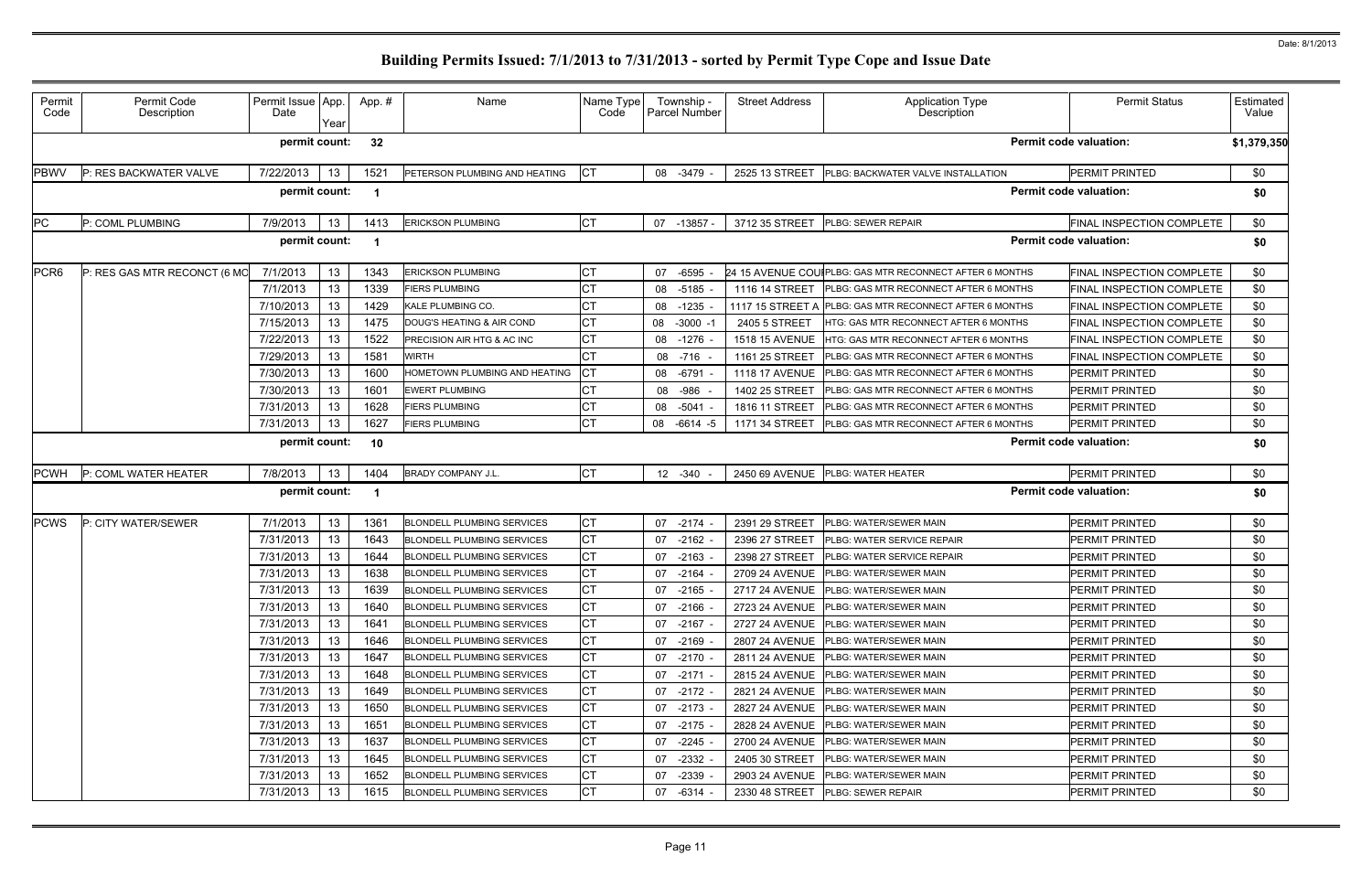# Building Permits Issued: 7/1/2013 to 7/31/2013 - sorted by Permit Type Cope and Issue Date

| Permit Code | Permit Code Description | Permit Issue Date | App. Year | App. # | Name | Name Type Code | Township - Parcel Number | Street Address | Application Type Description | Permit Status | Estimated Value |
|---|---|---|---|---|---|---|---|---|---|---|---|
| | | **permit count:** | | **32** | | | | | | **Permit code valuation:** | **$1,379,350** |
| PBWV | P: RES BACKWATER VALVE | 7/22/2013 | 13 | 1521 | PETERSON PLUMBING AND HEATING | CT | 08 -3479 - | 2525 13 STREET | PLBG: BACKWATER VALVE INSTALLATION | PERMIT PRINTED | $0 |
| | | **permit count:** | | **1** | | | | | | **Permit code valuation:** | **$0** |
| PC | P: COML PLUMBING | 7/9/2013 | 13 | 1413 | ERICKSON PLUMBING | CT | 07 -13857 - | 3712 35 STREET | PLBG: SEWER REPAIR | FINAL INSPECTION COMPLETE | $0 |
| | | **permit count:** | | **1** | | | | | | **Permit code valuation:** | **$0** |
| PCR6 | P: RES GAS MTR RECONCT (6 MO | 7/1/2013 | 13 | 1343 | ERICKSON PLUMBING | CT | 07 -6595 - | 24 15 AVENUE COU | PLBG: GAS MTR RECONNECT AFTER 6 MONTHS | FINAL INSPECTION COMPLETE | $0 |
| | | 7/1/2013 | 13 | 1339 | FIERS PLUMBING | CT | 08 -5185 - | 1116 14 STREET | PLBG: GAS MTR RECONNECT AFTER 6 MONTHS | FINAL INSPECTION COMPLETE | $0 |
| | | 7/10/2013 | 13 | 1429 | KALE PLUMBING CO. | CT | 08 -1235 - | 1117 15 STREET A | PLBG: GAS MTR RECONNECT AFTER 6 MONTHS | FINAL INSPECTION COMPLETE | $0 |
| | | 7/15/2013 | 13 | 1475 | DOUG'S HEATING & AIR COND | CT | 08 -3000 -1 | 2405 5 STREET | HTG: GAS MTR RECONNECT AFTER 6 MONTHS | FINAL INSPECTION COMPLETE | $0 |
| | | 7/22/2013 | 13 | 1522 | PRECISION AIR HTG & AC INC | CT | 08 -1276 - | 1518 15 AVENUE | HTG: GAS MTR RECONNECT AFTER 6 MONTHS | FINAL INSPECTION COMPLETE | $0 |
| | | 7/29/2013 | 13 | 1581 | WIRTH | CT | 08 -716 - | 1161 25 STREET | PLBG: GAS MTR RECONNECT AFTER 6 MONTHS | FINAL INSPECTION COMPLETE | $0 |
| | | 7/30/2013 | 13 | 1600 | HOMETOWN PLUMBING AND HEATING | CT | 08 -6791 - | 1118 17 AVENUE | PLBG: GAS MTR RECONNECT AFTER 6 MONTHS | PERMIT PRINTED | $0 |
| | | 7/30/2013 | 13 | 1601 | EWERT PLUMBING | CT | 08 -986 - | 1402 25 STREET | PLBG: GAS MTR RECONNECT AFTER 6 MONTHS | PERMIT PRINTED | $0 |
| | | 7/31/2013 | 13 | 1628 | FIERS PLUMBING | CT | 08 -5041 - | 1816 11 STREET | PLBG: GAS MTR RECONNECT AFTER 6 MONTHS | PERMIT PRINTED | $0 |
| | | 7/31/2013 | 13 | 1627 | FIERS PLUMBING | CT | 08 -6614 -5 | 1171 34 STREET | PLBG: GAS MTR RECONNECT AFTER 6 MONTHS | PERMIT PRINTED | $0 |
| | | **permit count:** | | **10** | | | | | | **Permit code valuation:** | **$0** |
| PCWH | P: COML WATER HEATER | 7/8/2013 | 13 | 1404 | BRADY COMPANY J.L. | CT | 12 -340 - | 2450 69 AVENUE | PLBG: WATER HEATER | PERMIT PRINTED | $0 |
| | | **permit count:** | | **1** | | | | | | **Permit code valuation:** | **$0** |
| PCWS | P: CITY WATER/SEWER | 7/1/2013 | 13 | 1361 | BLONDELL PLUMBING SERVICES | CT | 07 -2174 - | 2391 29 STREET | PLBG: WATER/SEWER MAIN | PERMIT PRINTED | $0 |
| | | 7/31/2013 | 13 | 1643 | BLONDELL PLUMBING SERVICES | CT | 07 -2162 - | 2396 27 STREET | PLBG: WATER SERVICE REPAIR | PERMIT PRINTED | $0 |
| | | 7/31/2013 | 13 | 1644 | BLONDELL PLUMBING SERVICES | CT | 07 -2163 - | 2398 27 STREET | PLBG: WATER SERVICE REPAIR | PERMIT PRINTED | $0 |
| | | 7/31/2013 | 13 | 1638 | BLONDELL PLUMBING SERVICES | CT | 07 -2164 - | 2709 24 AVENUE | PLBG: WATER/SEWER MAIN | PERMIT PRINTED | $0 |
| | | 7/31/2013 | 13 | 1639 | BLONDELL PLUMBING SERVICES | CT | 07 -2165 - | 2717 24 AVENUE | PLBG: WATER/SEWER MAIN | PERMIT PRINTED | $0 |
| | | 7/31/2013 | 13 | 1640 | BLONDELL PLUMBING SERVICES | CT | 07 -2166 - | 2723 24 AVENUE | PLBG: WATER/SEWER MAIN | PERMIT PRINTED | $0 |
| | | 7/31/2013 | 13 | 1641 | BLONDELL PLUMBING SERVICES | CT | 07 -2167 - | 2727 24 AVENUE | PLBG: WATER/SEWER MAIN | PERMIT PRINTED | $0 |
| | | 7/31/2013 | 13 | 1646 | BLONDELL PLUMBING SERVICES | CT | 07 -2169 - | 2807 24 AVENUE | PLBG: WATER/SEWER MAIN | PERMIT PRINTED | $0 |
| | | 7/31/2013 | 13 | 1647 | BLONDELL PLUMBING SERVICES | CT | 07 -2170 - | 2811 24 AVENUE | PLBG: WATER/SEWER MAIN | PERMIT PRINTED | $0 |
| | | 7/31/2013 | 13 | 1648 | BLONDELL PLUMBING SERVICES | CT | 07 -2171 - | 2815 24 AVENUE | PLBG: WATER/SEWER MAIN | PERMIT PRINTED | $0 |
| | | 7/31/2013 | 13 | 1649 | BLONDELL PLUMBING SERVICES | CT | 07 -2172 - | 2821 24 AVENUE | PLBG: WATER/SEWER MAIN | PERMIT PRINTED | $0 |
| | | 7/31/2013 | 13 | 1650 | BLONDELL PLUMBING SERVICES | CT | 07 -2173 - | 2827 24 AVENUE | PLBG: WATER/SEWER MAIN | PERMIT PRINTED | $0 |
| | | 7/31/2013 | 13 | 1651 | BLONDELL PLUMBING SERVICES | CT | 07 -2175 - | 2828 24 AVENUE | PLBG: WATER/SEWER MAIN | PERMIT PRINTED | $0 |
| | | 7/31/2013 | 13 | 1637 | BLONDELL PLUMBING SERVICES | CT | 07 -2245 - | 2700 24 AVENUE | PLBG: WATER/SEWER MAIN | PERMIT PRINTED | $0 |
| | | 7/31/2013 | 13 | 1645 | BLONDELL PLUMBING SERVICES | CT | 07 -2332 - | 2405 30 STREET | PLBG: WATER/SEWER MAIN | PERMIT PRINTED | $0 |
| | | 7/31/2013 | 13 | 1652 | BLONDELL PLUMBING SERVICES | CT | 07 -2339 - | 2903 24 AVENUE | PLBG: WATER/SEWER MAIN | PERMIT PRINTED | $0 |
| | | 7/31/2013 | 13 | 1615 | BLONDELL PLUMBING SERVICES | CT | 07 -6314 - | 2330 48 STREET | PLBG: SEWER REPAIR | PERMIT PRINTED | $0 |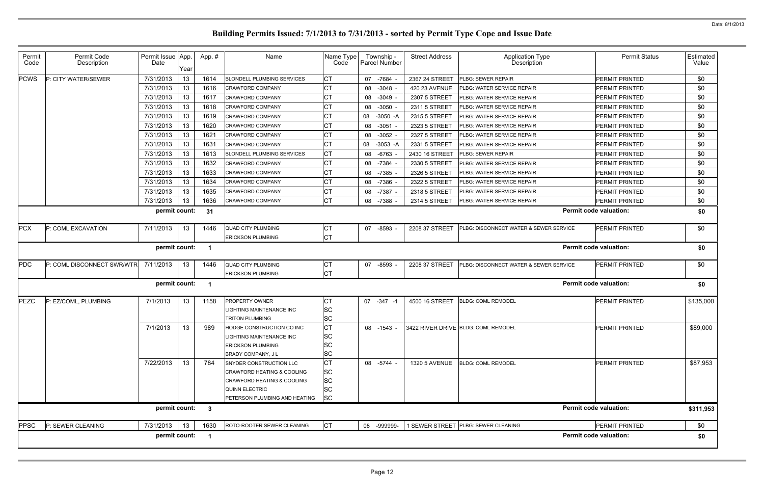# Building Permits Issued: 7/1/2013 to 7/31/2013 - sorted by Permit Type Cope and Issue Date

Date: 8/1/2013

| Permit Code | Permit Code Description | Permit Issue Date | App. Year | App. # | Name | Name Type Code | Township - Parcel Number | Street Address | Application Type Description | Permit Status | Estimated Value |
|---|---|---|---|---|---|---|---|---|---|---|---|
| PCWS | P: CITY WATER/SEWER | 7/31/2013 | 13 | 1614 | BLONDELL PLUMBING SERVICES | CT | 07 -7684 - | 2367 24 STREET | PLBG: SEWER REPAIR | PERMIT PRINTED | $0 |
| | | 7/31/2013 | 13 | 1616 | CRAWFORD COMPANY | CT | 08 -3048 - | 420 23 AVENUE | PLBG: WATER SERVICE REPAIR | PERMIT PRINTED | $0 |
| | | 7/31/2013 | 13 | 1617 | CRAWFORD COMPANY | CT | 08 -3049 - | 2307 5 STREET | PLBG: WATER SERVICE REPAIR | PERMIT PRINTED | $0 |
| | | 7/31/2013 | 13 | 1618 | CRAWFORD COMPANY | CT | 08 -3050 - | 2311 5 STREET | PLBG: WATER SERVICE REPAIR | PERMIT PRINTED | $0 |
| | | 7/31/2013 | 13 | 1619 | CRAWFORD COMPANY | CT | 08 -3050 -A | 2315 5 STREET | PLBG: WATER SERVICE REPAIR | PERMIT PRINTED | $0 |
| | | 7/31/2013 | 13 | 1620 | CRAWFORD COMPANY | CT | 08 -3051 - | 2323 5 STREET | PLBG: WATER SERVICE REPAIR | PERMIT PRINTED | $0 |
| | | 7/31/2013 | 13 | 1621 | CRAWFORD COMPANY | CT | 08 -3052 - | 2327 5 STREET | PLBG: WATER SERVICE REPAIR | PERMIT PRINTED | $0 |
| | | 7/31/2013 | 13 | 1631 | CRAWFORD COMPANY | CT | 08 -3053 -A | 2331 5 STREET | PLBG: WATER SERVICE REPAIR | PERMIT PRINTED | $0 |
| | | 7/31/2013 | 13 | 1613 | BLONDELL PLUMBING SERVICES | CT | 08 -6763 - | 2430 16 STREET | PLBG: SEWER REPAIR | PERMIT PRINTED | $0 |
| | | 7/31/2013 | 13 | 1632 | CRAWFORD COMPANY | CT | 08 -7384 - | 2330 5 STREET | PLBG: WATER SERVICE REPAIR | PERMIT PRINTED | $0 |
| | | 7/31/2013 | 13 | 1633 | CRAWFORD COMPANY | CT | 08 -7385 - | 2326 5 STREET | PLBG: WATER SERVICE REPAIR | PERMIT PRINTED | $0 |
| | | 7/31/2013 | 13 | 1634 | CRAWFORD COMPANY | CT | 08 -7386 - | 2322 5 STREET | PLBG: WATER SERVICE REPAIR | PERMIT PRINTED | $0 |
| | | 7/31/2013 | 13 | 1635 | CRAWFORD COMPANY | CT | 08 -7387 - | 2318 5 STREET | PLBG: WATER SERVICE REPAIR | PERMIT PRINTED | $0 |
| | | 7/31/2013 | 13 | 1636 | CRAWFORD COMPANY | CT | 08 -7388 - | 2314 5 STREET | PLBG: WATER SERVICE REPAIR | PERMIT PRINTED | $0 |
| | | permit count: | | 31 | | | | | | Permit code valuation: | $0 |
| PCX | P: COML EXCAVATION | 7/11/2013 | 13 | 1446 | QUAD CITY PLUMBING | CT | 07 -8593 - | 2208 37 STREET | PLBG: DISCONNECT WATER & SEWER SERVICE | PERMIT PRINTED | $0 |
| | | | | | ERICKSON PLUMBING | CT | | | | | |
| | | permit count: | | 1 | | | | | | Permit code valuation: | $0 |
| PDC | P: COML DISCONNECT SWR/WTR | 7/11/2013 | 13 | 1446 | QUAD CITY PLUMBING | CT | 07 -8593 - | 2208 37 STREET | PLBG: DISCONNECT WATER & SEWER SERVICE | PERMIT PRINTED | $0 |
| | | | | | ERICKSON PLUMBING | CT | | | | | |
| | | permit count: | | 1 | | | | | | Permit code valuation: | $0 |
| PEZC | P: EZ/COML, PLUMBING | 7/1/2013 | 13 | 1158 | PROPERTY OWNER | CT | 07 -347 -1 | 4500 16 STREET | BLDG: COML REMODEL | PERMIT PRINTED | $135,000 |
| | | | | | LIGHTING MAINTENANCE INC | SC | | | | | |
| | | | | | TRITON PLUMBING | SC | | | | | |
| | | 7/1/2013 | 13 | 989 | HODGE CONSTRUCTION CO INC | CT | 08 -1543 - | 3422 RIVER DRIVE | BLDG: COML REMODEL | PERMIT PRINTED | $89,000 |
| | | | | | LIGHTING MAINTENANCE INC | SC | | | | | |
| | | | | | ERICKSON PLUMBING | SC | | | | | |
| | | | | | BRADY COMPANY, J L | SC | | | | | |
| | | 7/22/2013 | 13 | 784 | SNYDER CONSTRUCTION LLC | CT | 08 -5744 - | 1320 5 AVENUE | BLDG: COML REMODEL | PERMIT PRINTED | $87,953 |
| | | | | | CRAWFORD HEATING & COOLING | SC | | | | | |
| | | | | | CRAWFORD HEATING & COOLING | SC | | | | | |
| | | | | | QUINN ELECTRIC | SC | | | | | |
| | | | | | PETERSON PLUMBING AND HEATING | SC | | | | | |
| | | permit count: | | 3 | | | | | | Permit code valuation: | $311,953 |
| PPSC | P: SEWER CLEANING | 7/31/2013 | 13 | 1630 | ROTO-ROOTER SEWER CLEANING | CT | 08 -999999- | 1 SEWER STREET | PLBG: SEWER CLEANING | PERMIT PRINTED | $0 |
| | | permit count: | | 1 | | | | | | Permit code valuation: | $0 |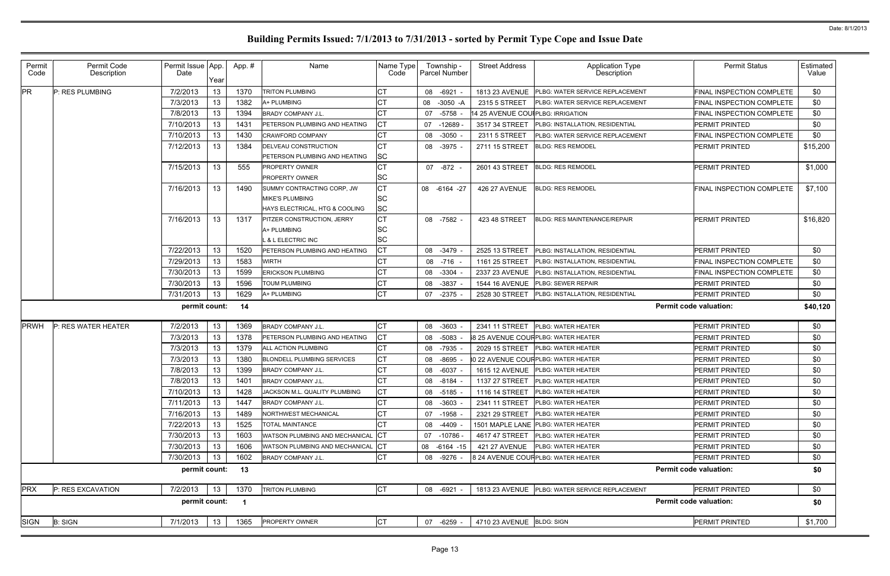# Building Permits Issued: 7/1/2013 to 7/31/2013 - sorted by Permit Type Cope and Issue Date

| Permit Code | Permit Code Description | Permit Issue Date | App. Year | App. # | Name | Name Type Code | Township - Parcel Number | Street Address | Application Type Description | Permit Status | Estimated Value |
|---|---|---|---|---|---|---|---|---|---|---|---|
| PR | P: RES PLUMBING | 7/2/2013 | 13 | 1370 | TRITON PLUMBING | CT | 08 -6921 - | 1813 23 AVENUE | PLBG: WATER SERVICE REPLACEMENT | FINAL INSPECTION COMPLETE | $0 |
| | | 7/3/2013 | 13 | 1382 | A+ PLUMBING | CT | 08 -3050 -A | 2315 5 STREET | PLBG: WATER SERVICE REPLACEMENT | FINAL INSPECTION COMPLETE | $0 |
| | | 7/8/2013 | 13 | 1394 | BRADY COMPANY J.L. | CT | 07 -5758 - | 14 25 AVENUE COUR | PLBG: IRRIGATION | FINAL INSPECTION COMPLETE | $0 |
| | | 7/10/2013 | 13 | 1431 | PETERSON PLUMBING AND HEATING | CT | 07 -12689 - | 3517 34 STREET | PLBG: INSTALLATION, RESIDENTIAL | PERMIT PRINTED | $0 |
| | | 7/10/2013 | 13 | 1430 | CRAWFORD COMPANY | CT | 08 -3050 - | 2311 5 STREET | PLBG: WATER SERVICE REPLACEMENT | FINAL INSPECTION COMPLETE | $0 |
| | | 7/12/2013 | 13 | 1384 | DELVEAU CONSTRUCTION<br>PETERSON PLUMBING AND HEATING | CT<br>SC | 08 -3975 - | 2711 15 STREET | BLDG: RES REMODEL | PERMIT PRINTED | $15,200 |
| | | 7/15/2013 | 13 | 555 | PROPERTY OWNER<br>PROPERTY OWNER | CT<br>SC | 07 -872 - | 2601 43 STREET | BLDG: RES REMODEL | PERMIT PRINTED | $1,000 |
| | | 7/16/2013 | 13 | 1490 | SUMMY CONTRACTING CORP, JW<br>MIKE'S PLUMBING<br>HAYS ELECTRICAL, HTG & COOLING | CT<br>SC<br>SC | 08 -6164 -27 | 426 27 AVENUE | BLDG: RES REMODEL | FINAL INSPECTION COMPLETE | $7,100 |
| | | 7/16/2013 | 13 | 1317 | PITZER CONSTRUCTION, JERRY<br>A+ PLUMBING<br>L & L ELECTRIC INC | CT<br>SC<br>SC | 08 -7582 - | 423 48 STREET | BLDG: RES MAINTENANCE/REPAIR | PERMIT PRINTED | $16,820 |
| | | 7/22/2013 | 13 | 1520 | PETERSON PLUMBING AND HEATING | CT | 08 -3479 - | 2525 13 STREET | PLBG: INSTALLATION, RESIDENTIAL | PERMIT PRINTED | $0 |
| | | 7/29/2013 | 13 | 1583 | WIRTH | CT | 08 -716 - | 1161 25 STREET | PLBG: INSTALLATION, RESIDENTIAL | FINAL INSPECTION COMPLETE | $0 |
| | | 7/30/2013 | 13 | 1599 | ERICKSON PLUMBING | CT | 08 -3304 - | 2337 23 AVENUE | PLBG: INSTALLATION, RESIDENTIAL | FINAL INSPECTION COMPLETE | $0 |
| | | 7/30/2013 | 13 | 1596 | TOUM PLUMBING | CT | 08 -3837 - | 1544 16 AVENUE | PLBG: SEWER REPAIR | PERMIT PRINTED | $0 |
| | | 7/31/2013 | 13 | 1629 | A+ PLUMBING | CT | 07 -2375 - | 2528 30 STREET | PLBG: INSTALLATION, RESIDENTIAL | PERMIT PRINTED | $0 |
| | | **permit count:** | | **14** | | | | | | **Permit code valuation:** | **$40,120** |
| PRWH | P: RES WATER HEATER | 7/2/2013 | 13 | 1369 | BRADY COMPANY J.L. | CT | 08 -3603 - | 2341 11 STREET | PLBG: WATER HEATER | PERMIT PRINTED | $0 |
| | | 7/3/2013 | 13 | 1378 | PETERSON PLUMBING AND HEATING | CT | 08 -5083 - | 38 25 AVENUE COUR | PLBG: WATER HEATER | PERMIT PRINTED | $0 |
| | | 7/3/2013 | 13 | 1379 | ALL ACTION PLUMBING | CT | 08 -7935 - | 2029 15 STREET | PLBG: WATER HEATER | PERMIT PRINTED | $0 |
| | | 7/3/2013 | 13 | 1380 | BLONDELL PLUMBING SERVICES | CT | 08 -8695 - | 30 22 AVENUE COUR | PLBG: WATER HEATER | PERMIT PRINTED | $0 |
| | | 7/8/2013 | 13 | 1399 | BRADY COMPANY J.L. | CT | 08 -6037 - | 1615 12 AVENUE | PLBG: WATER HEATER | PERMIT PRINTED | $0 |
| | | 7/8/2013 | 13 | 1401 | BRADY COMPANY J.L. | CT | 08 -8184 - | 1137 27 STREET | PLBG: WATER HEATER | PERMIT PRINTED | $0 |
| | | 7/10/2013 | 13 | 1428 | JACKSON M.L. QUALITY PLUMBING | CT | 08 -5185 - | 1116 14 STREET | PLBG: WATER HEATER | PERMIT PRINTED | $0 |
| | | 7/11/2013 | 13 | 1447 | BRADY COMPANY J.L. | CT | 08 -3603 - | 2341 11 STREET | PLBG: WATER HEATER | PERMIT PRINTED | $0 |
| | | 7/16/2013 | 13 | 1489 | NORTHWEST MECHANICAL | CT | 07 -1958 - | 2321 29 STREET | PLBG: WATER HEATER | PERMIT PRINTED | $0 |
| | | 7/22/2013 | 13 | 1525 | TOTAL MAINTANCE | CT | 08 -4409 - | 1501 MAPLE LANE | PLBG: WATER HEATER | PERMIT PRINTED | $0 |
| | | 7/30/2013 | 13 | 1603 | WATSON PLUMBING AND MECHANICAL | CT | 07 -10786 - | 4617 47 STREET | PLBG: WATER HEATER | PERMIT PRINTED | $0 |
| | | 7/30/2013 | 13 | 1606 | WATSON PLUMBING AND MECHANICAL | CT | 08 -6164 -15 | 421 27 AVENUE | PLBG: WATER HEATER | PERMIT PRINTED | $0 |
| | | 7/30/2013 | 13 | 1602 | BRADY COMPANY J.L. | CT | 08 -9276 - | 8 24 AVENUE COUR | PLBG: WATER HEATER | PERMIT PRINTED | $0 |
| | | **permit count:** | | **13** | | | | | | **Permit code valuation:** | **$0** |
| PRX | P: RES EXCAVATION | 7/2/2013 | 13 | 1370 | TRITON PLUMBING | CT | 08 -6921 - | 1813 23 AVENUE | PLBG: WATER SERVICE REPLACEMENT | PERMIT PRINTED | $0 |
| | | **permit count:** | | **1** | | | | | | **Permit code valuation:** | **$0** |
| SIGN | B: SIGN | 7/1/2013 | 13 | 1365 | PROPERTY OWNER | CT | 07 -6259 - | 4710 23 AVENUE | BLDG: SIGN | PERMIT PRINTED | $1,700 |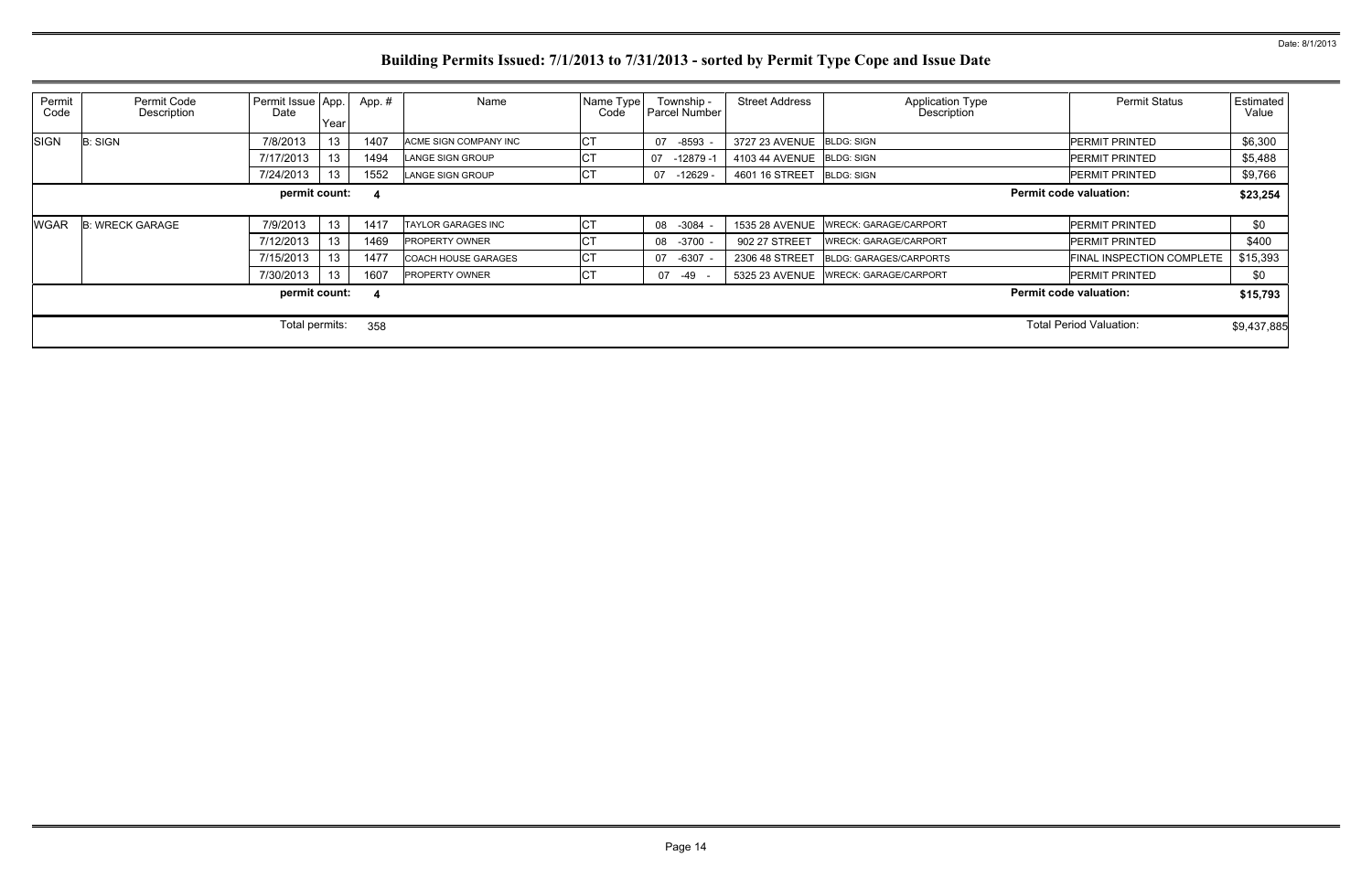# Building Permits Issued: 7/1/2013 to 7/31/2013 - sorted by Permit Type Cope and Issue Date

| Permit Code | Permit Code Description | Permit Issue Date | App. Year | App. # | Name | Name Type Code | Township - Parcel Number | Street Address | Application Type Description | Permit Status | Estimated Value |
|---|---|---|---|---|---|---|---|---|---|---|---|
| SIGN | B: SIGN | 7/8/2013 | 13 | 1407 | ACME SIGN COMPANY INC | CT | 07 -8593 - | 3727 23 AVENUE | BLDG: SIGN | PERMIT PRINTED | $6,300 |
| | | 7/17/2013 | 13 | 1494 | LANGE SIGN GROUP | CT | 07 -12879 -1 | 4103 44 AVENUE | BLDG: SIGN | PERMIT PRINTED | $5,488 |
| | | 7/24/2013 | 13 | 1552 | LANGE SIGN GROUP | CT | 07 -12629 - | 4601 16 STREET | BLDG: SIGN | PERMIT PRINTED | $9,766 |
| | | **permit count:** | | **4** | | | | | | **Permit code valuation:** | **$23,254** |
| WGAR | B: WRECK GARAGE | 7/9/2013 | 13 | 1417 | TAYLOR GARAGES INC | CT | 08 -3084 - | 1535 28 AVENUE | WRECK: GARAGE/CARPORT | PERMIT PRINTED | $0 |
| | | 7/12/2013 | 13 | 1469 | PROPERTY OWNER | CT | 08 -3700 - | 902 27 STREET | WRECK: GARAGE/CARPORT | PERMIT PRINTED | $400 |
| | | 7/15/2013 | 13 | 1477 | COACH HOUSE GARAGES | CT | 07 -6307 - | 2306 48 STREET | BLDG: GARAGES/CARPORTS | FINAL INSPECTION COMPLETE | $15,393 |
| | | 7/30/2013 | 13 | 1607 | PROPERTY OWNER | CT | 07 -49 - | 5325 23 AVENUE | WRECK: GARAGE/CARPORT | PERMIT PRINTED | $0 |
| | | **permit count:** | | **4** | | | | | | **Permit code valuation:** | **$15,793** |
| | | Total permits: | | 358 | | | | | | Total Period Valuation: | $9,437,885 |